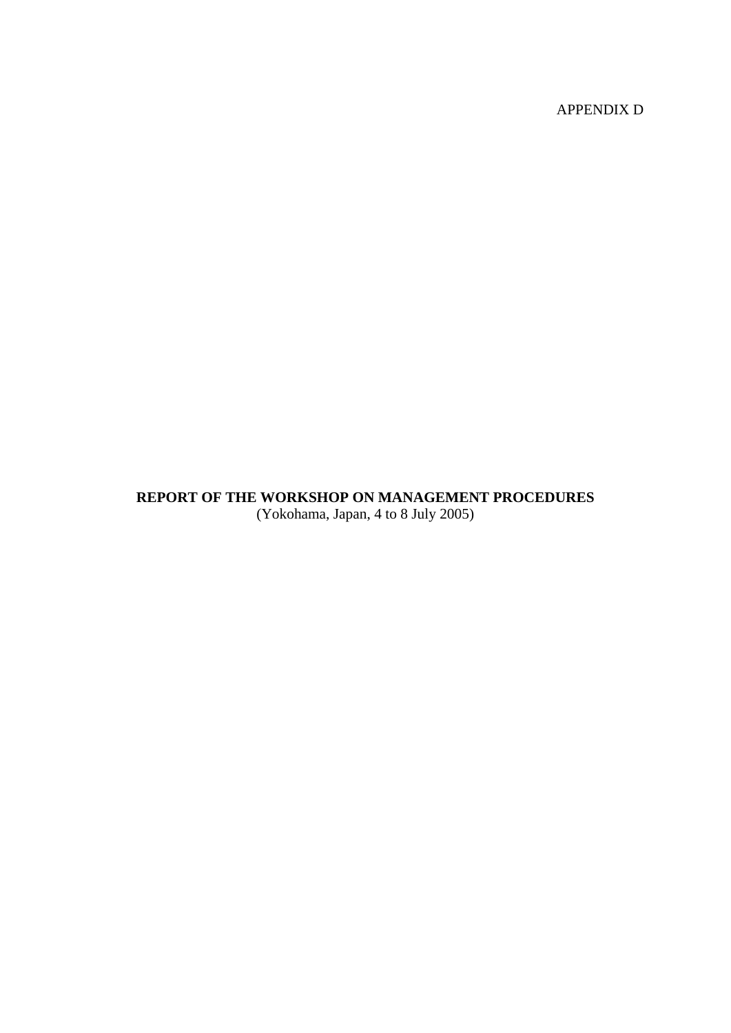APPENDIX D

# REPORT OF THE WORKSHOP ON MANAGEMENT PROCEDURES

(Yokohama, Japan, 4 to 8 July 2005)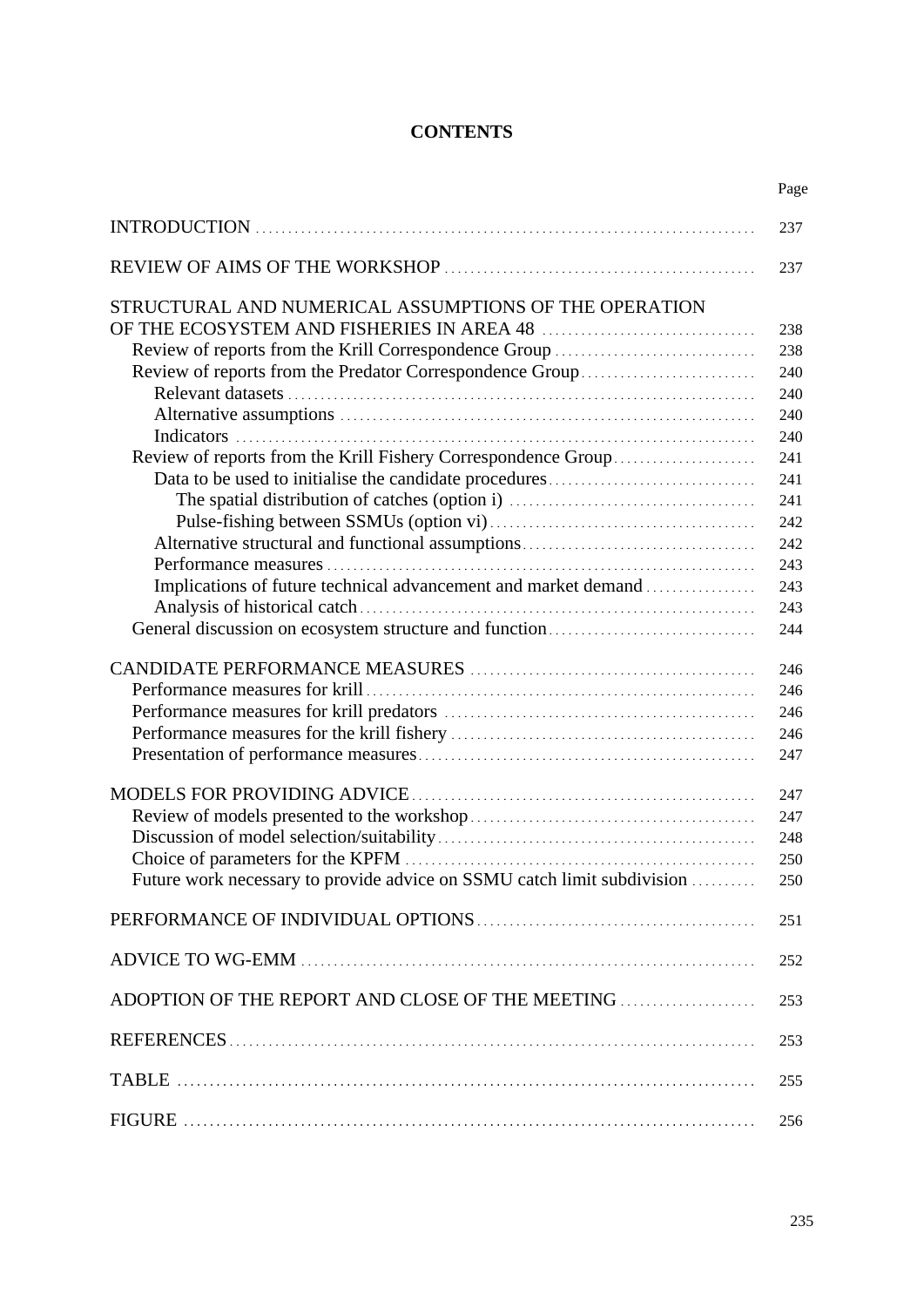# CONTENTS

| | Page |
|---|---|
| INTRODUCTION | 237 |
| REVIEW OF AIMS OF THE WORKSHOP | 237 |
| STRUCTURAL AND NUMERICAL ASSUMPTIONS OF THE OPERATION OF THE ECOSYSTEM AND FISHERIES IN AREA 48 | 238 |
| Review of reports from the Krill Correspondence Group | 238 |
| Review of reports from the Predator Correspondence Group | 240 |
| Relevant datasets | 240 |
| Alternative assumptions | 240 |
| Indicators | 240 |
| Review of reports from the Krill Fishery Correspondence Group | 241 |
| Data to be used to initialise the candidate procedures | 241 |
| The spatial distribution of catches (option i) | 241 |
| Pulse-fishing between SSMUs (option vi) | 242 |
| Alternative structural and functional assumptions | 242 |
| Performance measures | 243 |
| Implications of future technical advancement and market demand | 243 |
| Analysis of historical catch | 243 |
| General discussion on ecosystem structure and function | 244 |
| CANDIDATE PERFORMANCE MEASURES | 246 |
| Performance measures for krill | 246 |
| Performance measures for krill predators | 246 |
| Performance measures for the krill fishery | 246 |
| Presentation of performance measures | 247 |
| MODELS FOR PROVIDING ADVICE | 247 |
| Review of models presented to the workshop | 247 |
| Discussion of model selection/suitability | 248 |
| Choice of parameters for the KPFM | 250 |
| Future work necessary to provide advice on SSMU catch limit subdivision | 250 |
| PERFORMANCE OF INDIVIDUAL OPTIONS | 251 |
| ADVICE TO WG-EMM | 252 |
| ADOPTION OF THE REPORT AND CLOSE OF THE MEETING | 253 |
| REFERENCES | 253 |
| TABLE | 255 |
| FIGURE | 256 |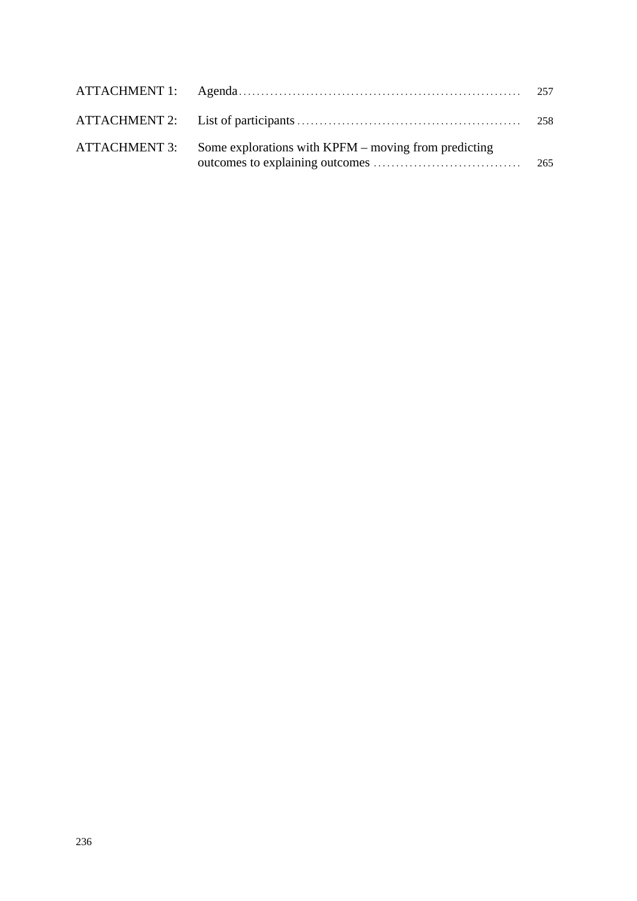| | | |
|---|---|---|
| ATTACHMENT 1: | Agenda | 257 |
| ATTACHMENT 2: | List of participants | 258 |
| ATTACHMENT 3: | Some explorations with KPFM – moving from predicting outcomes to explaining outcomes | 265 |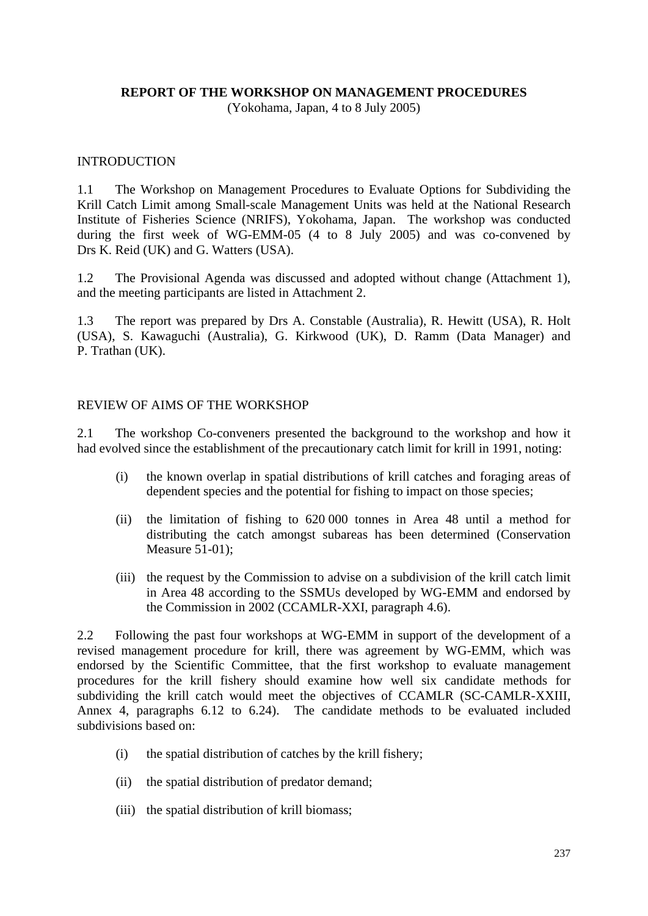# REPORT OF THE WORKSHOP ON MANAGEMENT PROCEDURES

(Yokohama, Japan, 4 to 8 July 2005)

## INTRODUCTION

1.1 The Workshop on Management Procedures to Evaluate Options for Subdividing the Krill Catch Limit among Small-scale Management Units was held at the National Research Institute of Fisheries Science (NRIFS), Yokohama, Japan. The workshop was conducted during the first week of WG-EMM-05 (4 to 8 July 2005) and was co-convened by Drs K. Reid (UK) and G. Watters (USA).

1.2 The Provisional Agenda was discussed and adopted without change (Attachment 1), and the meeting participants are listed in Attachment 2.

1.3 The report was prepared by Drs A. Constable (Australia), R. Hewitt (USA), R. Holt (USA), S. Kawaguchi (Australia), G. Kirkwood (UK), D. Ramm (Data Manager) and P. Trathan (UK).

## REVIEW OF AIMS OF THE WORKSHOP

2.1 The workshop Co-conveners presented the background to the workshop and how it had evolved since the establishment of the precautionary catch limit for krill in 1991, noting:

- (i) the known overlap in spatial distributions of krill catches and foraging areas of dependent species and the potential for fishing to impact on those species;
- (ii) the limitation of fishing to 620 000 tonnes in Area 48 until a method for distributing the catch amongst subareas has been determined (Conservation Measure 51-01);
- (iii) the request by the Commission to advise on a subdivision of the krill catch limit in Area 48 according to the SSMUs developed by WG-EMM and endorsed by the Commission in 2002 (CCAMLR-XXI, paragraph 4.6).

2.2 Following the past four workshops at WG-EMM in support of the development of a revised management procedure for krill, there was agreement by WG-EMM, which was endorsed by the Scientific Committee, that the first workshop to evaluate management procedures for the krill fishery should examine how well six candidate methods for subdividing the krill catch would meet the objectives of CCAMLR (SC-CAMLR-XXIII, Annex 4, paragraphs 6.12 to 6.24). The candidate methods to be evaluated included subdivisions based on:

- (i) the spatial distribution of catches by the krill fishery;
- (ii) the spatial distribution of predator demand;
- (iii) the spatial distribution of krill biomass;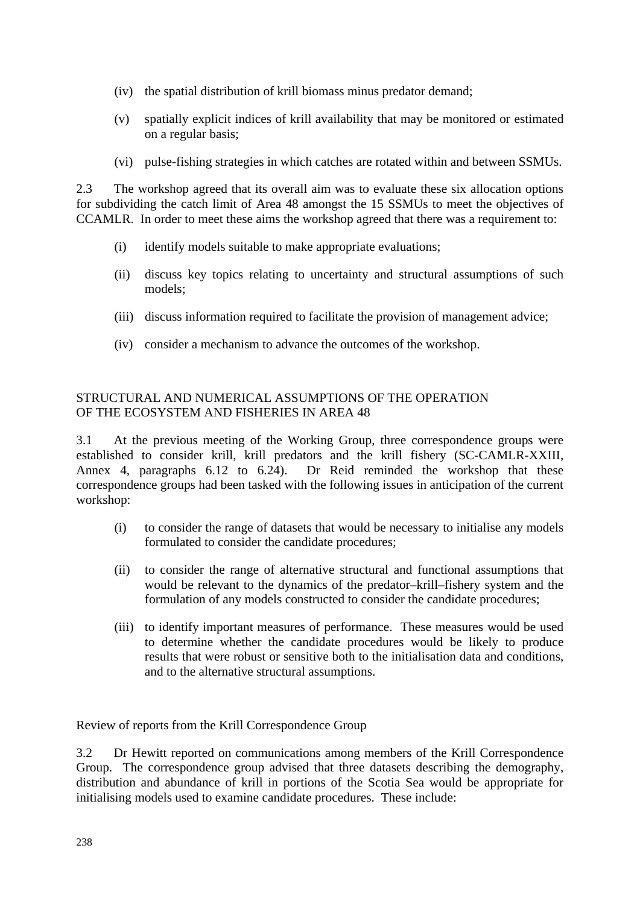(iv) the spatial distribution of krill biomass minus predator demand;

(v) spatially explicit indices of krill availability that may be monitored or estimated on a regular basis;

(vi) pulse-fishing strategies in which catches are rotated within and between SSMUs.

2.3 The workshop agreed that its overall aim was to evaluate these six allocation options for subdividing the catch limit of Area 48 amongst the 15 SSMUs to meet the objectives of CCAMLR. In order to meet these aims the workshop agreed that there was a requirement to:

(i) identify models suitable to make appropriate evaluations;

(ii) discuss key topics relating to uncertainty and structural assumptions of such models;

(iii) discuss information required to facilitate the provision of management advice;

(iv) consider a mechanism to advance the outcomes of the workshop.

## STRUCTURAL AND NUMERICAL ASSUMPTIONS OF THE OPERATION OF THE ECOSYSTEM AND FISHERIES IN AREA 48

3.1 At the previous meeting of the Working Group, three correspondence groups were established to consider krill, krill predators and the krill fishery (SC-CAMLR-XXIII, Annex 4, paragraphs 6.12 to 6.24). Dr Reid reminded the workshop that these correspondence groups had been tasked with the following issues in anticipation of the current workshop:

(i) to consider the range of datasets that would be necessary to initialise any models formulated to consider the candidate procedures;

(ii) to consider the range of alternative structural and functional assumptions that would be relevant to the dynamics of the predator–krill–fishery system and the formulation of any models constructed to consider the candidate procedures;

(iii) to identify important measures of performance. These measures would be used to determine whether the candidate procedures would be likely to produce results that were robust or sensitive both to the initialisation data and conditions, and to the alternative structural assumptions.

### Review of reports from the Krill Correspondence Group

3.2 Dr Hewitt reported on communications among members of the Krill Correspondence Group. The correspondence group advised that three datasets describing the demography, distribution and abundance of krill in portions of the Scotia Sea would be appropriate for initialising models used to examine candidate procedures. These include: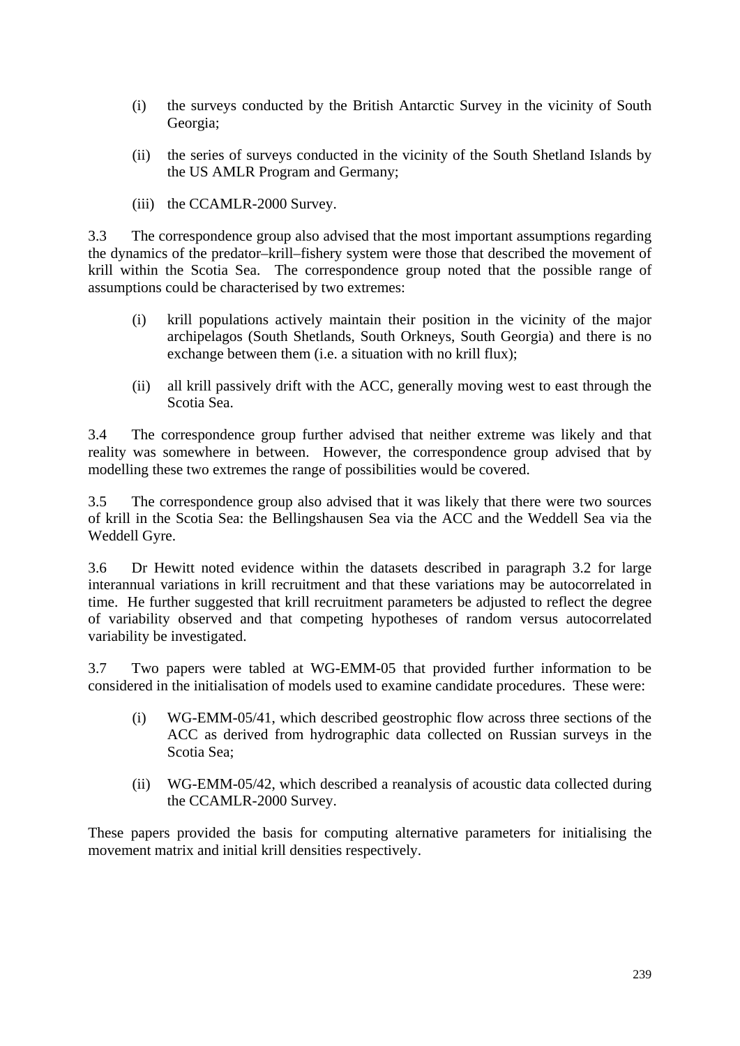(i) the surveys conducted by the British Antarctic Survey in the vicinity of South Georgia;

(ii) the series of surveys conducted in the vicinity of the South Shetland Islands by the US AMLR Program and Germany;

(iii) the CCAMLR-2000 Survey.

3.3 The correspondence group also advised that the most important assumptions regarding the dynamics of the predator–krill–fishery system were those that described the movement of krill within the Scotia Sea. The correspondence group noted that the possible range of assumptions could be characterised by two extremes:

(i) krill populations actively maintain their position in the vicinity of the major archipelagos (South Shetlands, South Orkneys, South Georgia) and there is no exchange between them (i.e. a situation with no krill flux);

(ii) all krill passively drift with the ACC, generally moving west to east through the Scotia Sea.

3.4 The correspondence group further advised that neither extreme was likely and that reality was somewhere in between. However, the correspondence group advised that by modelling these two extremes the range of possibilities would be covered.

3.5 The correspondence group also advised that it was likely that there were two sources of krill in the Scotia Sea: the Bellingshausen Sea via the ACC and the Weddell Sea via the Weddell Gyre.

3.6 Dr Hewitt noted evidence within the datasets described in paragraph 3.2 for large interannual variations in krill recruitment and that these variations may be autocorrelated in time. He further suggested that krill recruitment parameters be adjusted to reflect the degree of variability observed and that competing hypotheses of random versus autocorrelated variability be investigated.

3.7 Two papers were tabled at WG-EMM-05 that provided further information to be considered in the initialisation of models used to examine candidate procedures. These were:

(i) WG-EMM-05/41, which described geostrophic flow across three sections of the ACC as derived from hydrographic data collected on Russian surveys in the Scotia Sea;

(ii) WG-EMM-05/42, which described a reanalysis of acoustic data collected during the CCAMLR-2000 Survey.

These papers provided the basis for computing alternative parameters for initialising the movement matrix and initial krill densities respectively.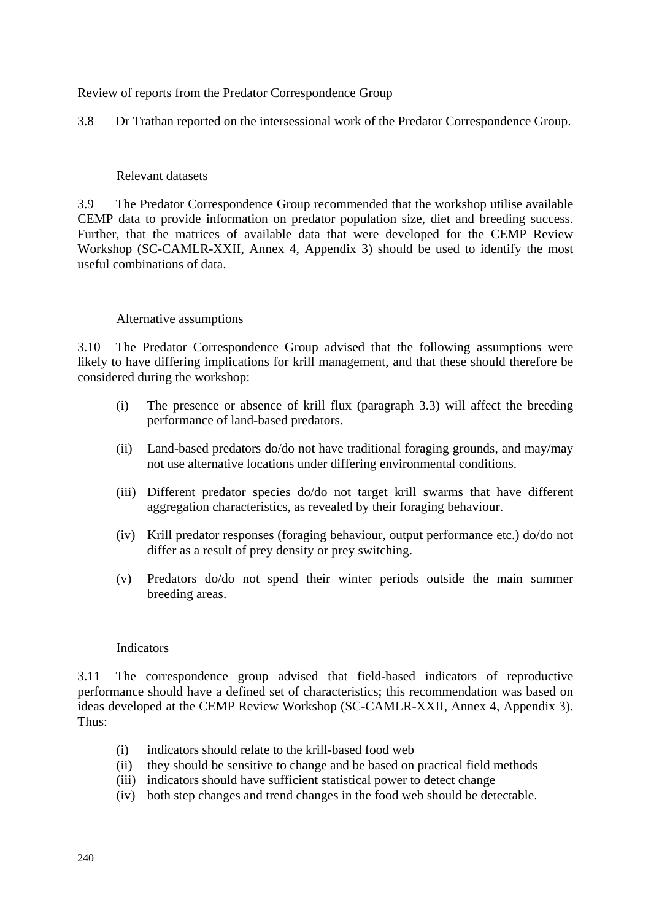Review of reports from the Predator Correspondence Group

3.8 Dr Trathan reported on the intersessional work of the Predator Correspondence Group.

Relevant datasets

3.9 The Predator Correspondence Group recommended that the workshop utilise available CEMP data to provide information on predator population size, diet and breeding success. Further, that the matrices of available data that were developed for the CEMP Review Workshop (SC-CAMLR-XXII, Annex 4, Appendix 3) should be used to identify the most useful combinations of data.

Alternative assumptions

3.10 The Predator Correspondence Group advised that the following assumptions were likely to have differing implications for krill management, and that these should therefore be considered during the workshop:

(i) The presence or absence of krill flux (paragraph 3.3) will affect the breeding performance of land-based predators.

(ii) Land-based predators do/do not have traditional foraging grounds, and may/may not use alternative locations under differing environmental conditions.

(iii) Different predator species do/do not target krill swarms that have different aggregation characteristics, as revealed by their foraging behaviour.

(iv) Krill predator responses (foraging behaviour, output performance etc.) do/do not differ as a result of prey density or prey switching.

(v) Predators do/do not spend their winter periods outside the main summer breeding areas.

Indicators

3.11 The correspondence group advised that field-based indicators of reproductive performance should have a defined set of characteristics; this recommendation was based on ideas developed at the CEMP Review Workshop (SC-CAMLR-XXII, Annex 4, Appendix 3). Thus:

(i) indicators should relate to the krill-based food web
(ii) they should be sensitive to change and be based on practical field methods
(iii) indicators should have sufficient statistical power to detect change
(iv) both step changes and trend changes in the food web should be detectable.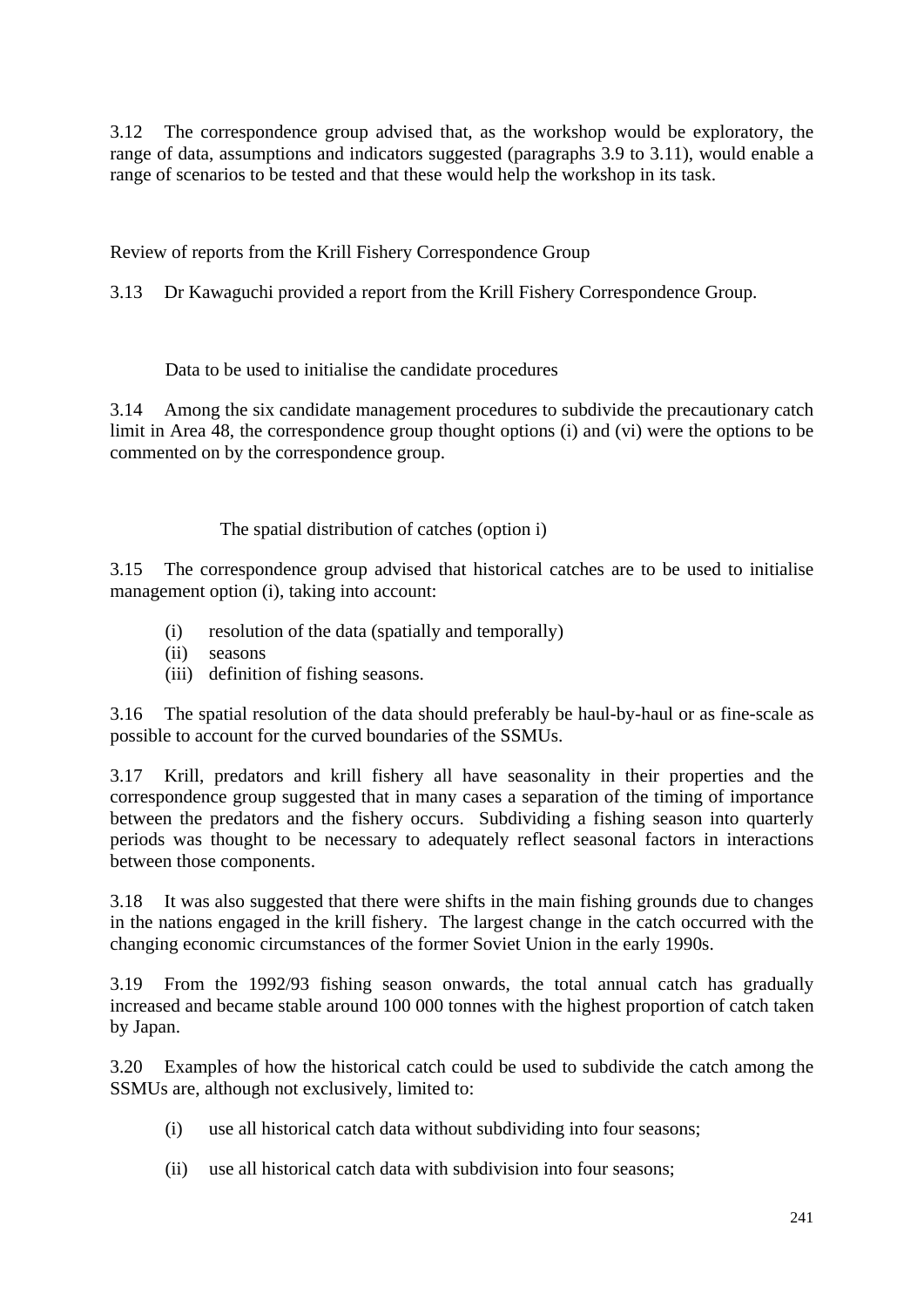3.12 The correspondence group advised that, as the workshop would be exploratory, the range of data, assumptions and indicators suggested (paragraphs 3.9 to 3.11), would enable a range of scenarios to be tested and that these would help the workshop in its task.

## Review of reports from the Krill Fishery Correspondence Group

3.13 Dr Kawaguchi provided a report from the Krill Fishery Correspondence Group.

### Data to be used to initialise the candidate procedures

3.14 Among the six candidate management procedures to subdivide the precautionary catch limit in Area 48, the correspondence group thought options (i) and (vi) were the options to be commented on by the correspondence group.

#### The spatial distribution of catches (option i)

3.15 The correspondence group advised that historical catches are to be used to initialise management option (i), taking into account:

(i) resolution of the data (spatially and temporally)
(ii) seasons
(iii) definition of fishing seasons.

3.16 The spatial resolution of the data should preferably be haul-by-haul or as fine-scale as possible to account for the curved boundaries of the SSMUs.

3.17 Krill, predators and krill fishery all have seasonality in their properties and the correspondence group suggested that in many cases a separation of the timing of importance between the predators and the fishery occurs. Subdividing a fishing season into quarterly periods was thought to be necessary to adequately reflect seasonal factors in interactions between those components.

3.18 It was also suggested that there were shifts in the main fishing grounds due to changes in the nations engaged in the krill fishery. The largest change in the catch occurred with the changing economic circumstances of the former Soviet Union in the early 1990s.

3.19 From the 1992/93 fishing season onwards, the total annual catch has gradually increased and became stable around 100 000 tonnes with the highest proportion of catch taken by Japan.

3.20 Examples of how the historical catch could be used to subdivide the catch among the SSMUs are, although not exclusively, limited to:

(i) use all historical catch data without subdividing into four seasons;

(ii) use all historical catch data with subdivision into four seasons;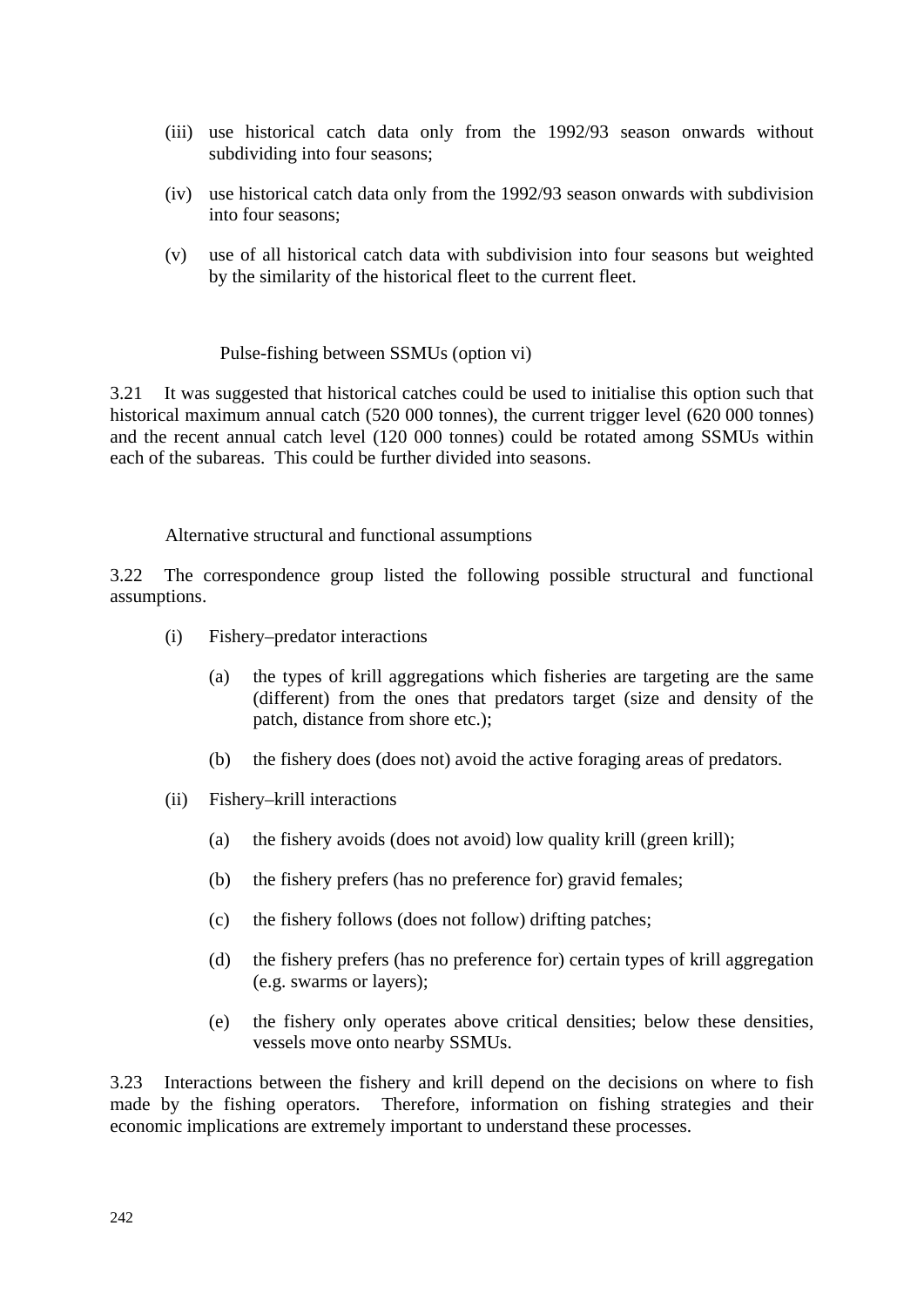(iii) use historical catch data only from the 1992/93 season onwards without subdividing into four seasons;

(iv) use historical catch data only from the 1992/93 season onwards with subdivision into four seasons;

(v) use of all historical catch data with subdivision into four seasons but weighted by the similarity of the historical fleet to the current fleet.

### Pulse-fishing between SSMUs (option vi)

3.21 It was suggested that historical catches could be used to initialise this option such that historical maximum annual catch (520 000 tonnes), the current trigger level (620 000 tonnes) and the recent annual catch level (120 000 tonnes) could be rotated among SSMUs within each of the subareas. This could be further divided into seasons.

### Alternative structural and functional assumptions

3.22 The correspondence group listed the following possible structural and functional assumptions.

(i) Fishery–predator interactions

(a) the types of krill aggregations which fisheries are targeting are the same (different) from the ones that predators target (size and density of the patch, distance from shore etc.);

(b) the fishery does (does not) avoid the active foraging areas of predators.

(ii) Fishery–krill interactions

(a) the fishery avoids (does not avoid) low quality krill (green krill);

(b) the fishery prefers (has no preference for) gravid females;

(c) the fishery follows (does not follow) drifting patches;

(d) the fishery prefers (has no preference for) certain types of krill aggregation (e.g. swarms or layers);

(e) the fishery only operates above critical densities; below these densities, vessels move onto nearby SSMUs.

3.23 Interactions between the fishery and krill depend on the decisions on where to fish made by the fishing operators. Therefore, information on fishing strategies and their economic implications are extremely important to understand these processes.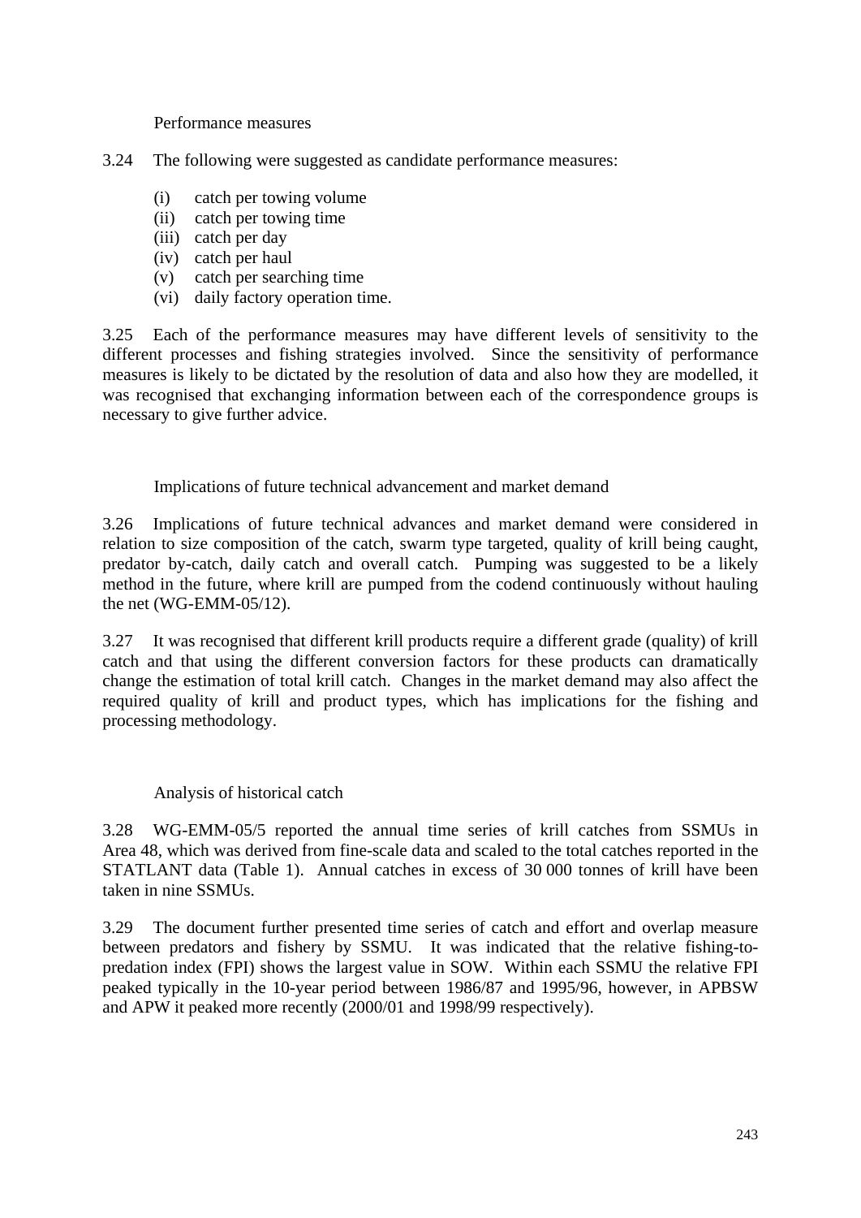### Performance measures

3.24 The following were suggested as candidate performance measures:

- (i) catch per towing volume
- (ii) catch per towing time
- (iii) catch per day
- (iv) catch per haul
- (v) catch per searching time
- (vi) daily factory operation time.

3.25 Each of the performance measures may have different levels of sensitivity to the different processes and fishing strategies involved. Since the sensitivity of performance measures is likely to be dictated by the resolution of data and also how they are modelled, it was recognised that exchanging information between each of the correspondence groups is necessary to give further advice.

### Implications of future technical advancement and market demand

3.26 Implications of future technical advances and market demand were considered in relation to size composition of the catch, swarm type targeted, quality of krill being caught, predator by-catch, daily catch and overall catch. Pumping was suggested to be a likely method in the future, where krill are pumped from the codend continuously without hauling the net (WG-EMM-05/12).

3.27 It was recognised that different krill products require a different grade (quality) of krill catch and that using the different conversion factors for these products can dramatically change the estimation of total krill catch. Changes in the market demand may also affect the required quality of krill and product types, which has implications for the fishing and processing methodology.

### Analysis of historical catch

3.28 WG-EMM-05/5 reported the annual time series of krill catches from SSMUs in Area 48, which was derived from fine-scale data and scaled to the total catches reported in the STATLANT data (Table 1). Annual catches in excess of 30 000 tonnes of krill have been taken in nine SSMUs.

3.29 The document further presented time series of catch and effort and overlap measure between predators and fishery by SSMU. It was indicated that the relative fishing-to-predation index (FPI) shows the largest value in SOW. Within each SSMU the relative FPI peaked typically in the 10-year period between 1986/87 and 1995/96, however, in APBSW and APW it peaked more recently (2000/01 and 1998/99 respectively).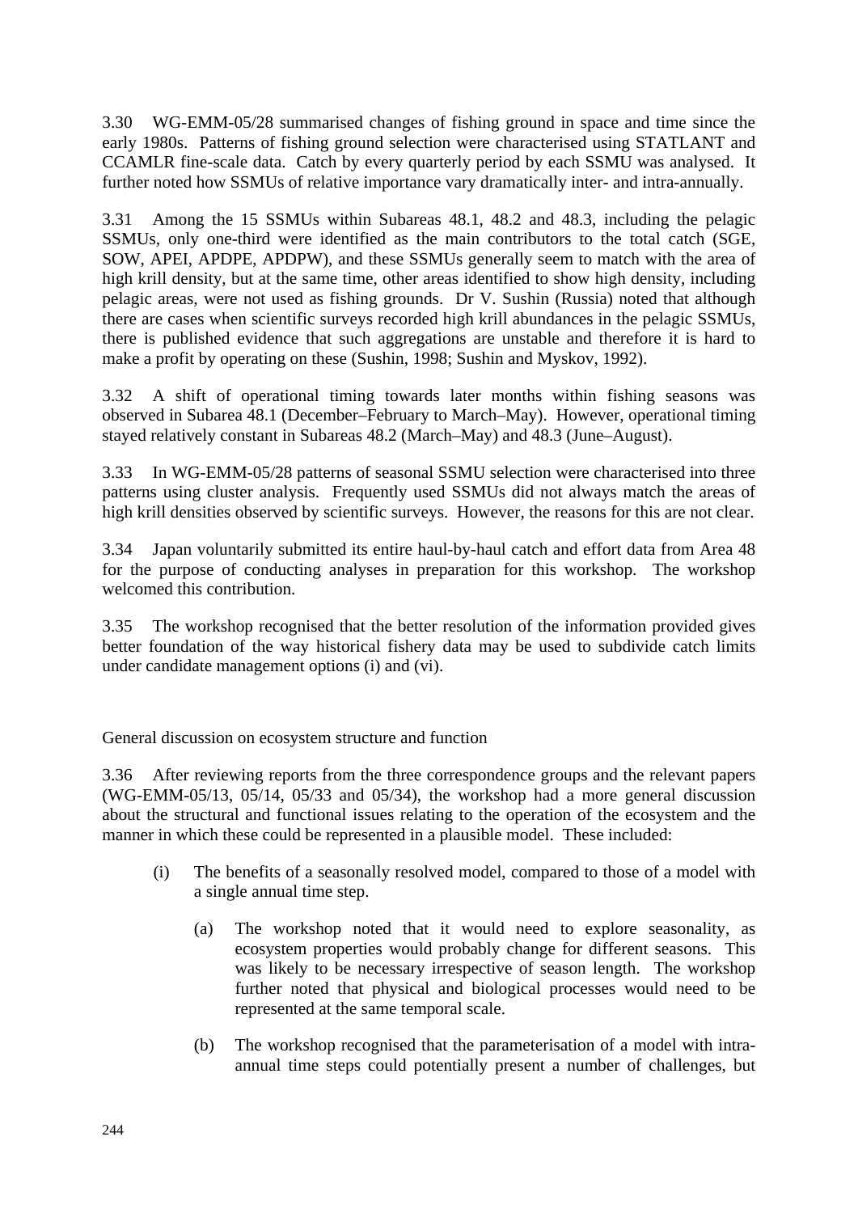3.30 WG-EMM-05/28 summarised changes of fishing ground in space and time since the early 1980s. Patterns of fishing ground selection were characterised using STATLANT and CCAMLR fine-scale data. Catch by every quarterly period by each SSMU was analysed. It further noted how SSMUs of relative importance vary dramatically inter- and intra-annually.

3.31 Among the 15 SSMUs within Subareas 48.1, 48.2 and 48.3, including the pelagic SSMUs, only one-third were identified as the main contributors to the total catch (SGE, SOW, APEI, APDPE, APDPW), and these SSMUs generally seem to match with the area of high krill density, but at the same time, other areas identified to show high density, including pelagic areas, were not used as fishing grounds. Dr V. Sushin (Russia) noted that although there are cases when scientific surveys recorded high krill abundances in the pelagic SSMUs, there is published evidence that such aggregations are unstable and therefore it is hard to make a profit by operating on these (Sushin, 1998; Sushin and Myskov, 1992).

3.32 A shift of operational timing towards later months within fishing seasons was observed in Subarea 48.1 (December–February to March–May). However, operational timing stayed relatively constant in Subareas 48.2 (March–May) and 48.3 (June–August).

3.33 In WG-EMM-05/28 patterns of seasonal SSMU selection were characterised into three patterns using cluster analysis. Frequently used SSMUs did not always match the areas of high krill densities observed by scientific surveys. However, the reasons for this are not clear.

3.34 Japan voluntarily submitted its entire haul-by-haul catch and effort data from Area 48 for the purpose of conducting analyses in preparation for this workshop. The workshop welcomed this contribution.

3.35 The workshop recognised that the better resolution of the information provided gives better foundation of the way historical fishery data may be used to subdivide catch limits under candidate management options (i) and (vi).

## General discussion on ecosystem structure and function

3.36 After reviewing reports from the three correspondence groups and the relevant papers (WG-EMM-05/13, 05/14, 05/33 and 05/34), the workshop had a more general discussion about the structural and functional issues relating to the operation of the ecosystem and the manner in which these could be represented in a plausible model. These included:

(i) The benefits of a seasonally resolved model, compared to those of a model with a single annual time step.

   (a) The workshop noted that it would need to explore seasonality, as ecosystem properties would probably change for different seasons. This was likely to be necessary irrespective of season length. The workshop further noted that physical and biological processes would need to be represented at the same temporal scale.

   (b) The workshop recognised that the parameterisation of a model with intra-annual time steps could potentially present a number of challenges, but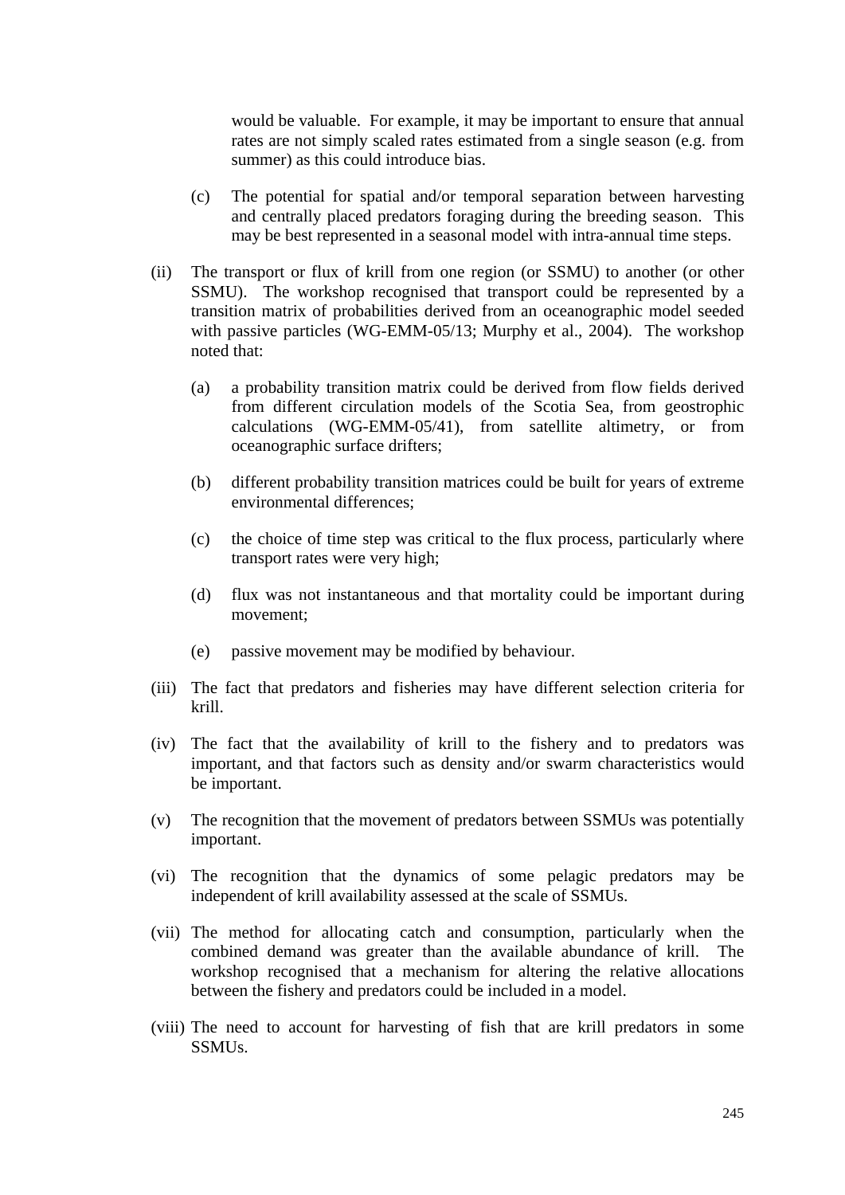would be valuable. For example, it may be important to ensure that annual rates are not simply scaled rates estimated from a single season (e.g. from summer) as this could introduce bias.

(c) The potential for spatial and/or temporal separation between harvesting and centrally placed predators foraging during the breeding season. This may be best represented in a seasonal model with intra-annual time steps.

(ii) The transport or flux of krill from one region (or SSMU) to another (or other SSMU). The workshop recognised that transport could be represented by a transition matrix of probabilities derived from an oceanographic model seeded with passive particles (WG-EMM-05/13; Murphy et al., 2004). The workshop noted that:

(a) a probability transition matrix could be derived from flow fields derived from different circulation models of the Scotia Sea, from geostrophic calculations (WG-EMM-05/41), from satellite altimetry, or from oceanographic surface drifters;

(b) different probability transition matrices could be built for years of extreme environmental differences;

(c) the choice of time step was critical to the flux process, particularly where transport rates were very high;

(d) flux was not instantaneous and that mortality could be important during movement;

(e) passive movement may be modified by behaviour.

(iii) The fact that predators and fisheries may have different selection criteria for krill.

(iv) The fact that the availability of krill to the fishery and to predators was important, and that factors such as density and/or swarm characteristics would be important.

(v) The recognition that the movement of predators between SSMUs was potentially important.

(vi) The recognition that the dynamics of some pelagic predators may be independent of krill availability assessed at the scale of SSMUs.

(vii) The method for allocating catch and consumption, particularly when the combined demand was greater than the available abundance of krill. The workshop recognised that a mechanism for altering the relative allocations between the fishery and predators could be included in a model.

(viii) The need to account for harvesting of fish that are krill predators in some SSMUs.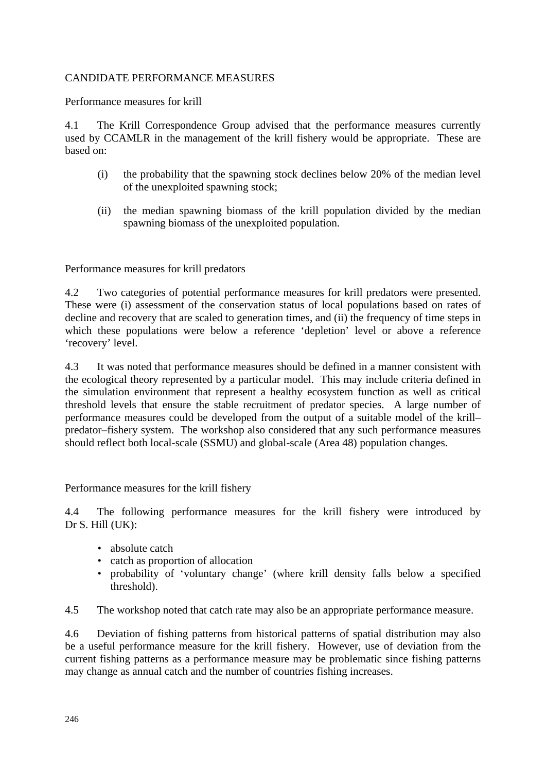## CANDIDATE PERFORMANCE MEASURES

### Performance measures for krill

4.1 The Krill Correspondence Group advised that the performance measures currently used by CCAMLR in the management of the krill fishery would be appropriate. These are based on:

(i) the probability that the spawning stock declines below 20% of the median level of the unexploited spawning stock;

(ii) the median spawning biomass of the krill population divided by the median spawning biomass of the unexploited population.

### Performance measures for krill predators

4.2 Two categories of potential performance measures for krill predators were presented. These were (i) assessment of the conservation status of local populations based on rates of decline and recovery that are scaled to generation times, and (ii) the frequency of time steps in which these populations were below a reference 'depletion' level or above a reference 'recovery' level.

4.3 It was noted that performance measures should be defined in a manner consistent with the ecological theory represented by a particular model. This may include criteria defined in the simulation environment that represent a healthy ecosystem function as well as critical threshold levels that ensure the stable recruitment of predator species. A large number of performance measures could be developed from the output of a suitable model of the krill–predator–fishery system. The workshop also considered that any such performance measures should reflect both local-scale (SSMU) and global-scale (Area 48) population changes.

### Performance measures for the krill fishery

4.4 The following performance measures for the krill fishery were introduced by Dr S. Hill (UK):

- absolute catch
- catch as proportion of allocation
- probability of 'voluntary change' (where krill density falls below a specified threshold).

4.5 The workshop noted that catch rate may also be an appropriate performance measure.

4.6 Deviation of fishing patterns from historical patterns of spatial distribution may also be a useful performance measure for the krill fishery. However, use of deviation from the current fishing patterns as a performance measure may be problematic since fishing patterns may change as annual catch and the number of countries fishing increases.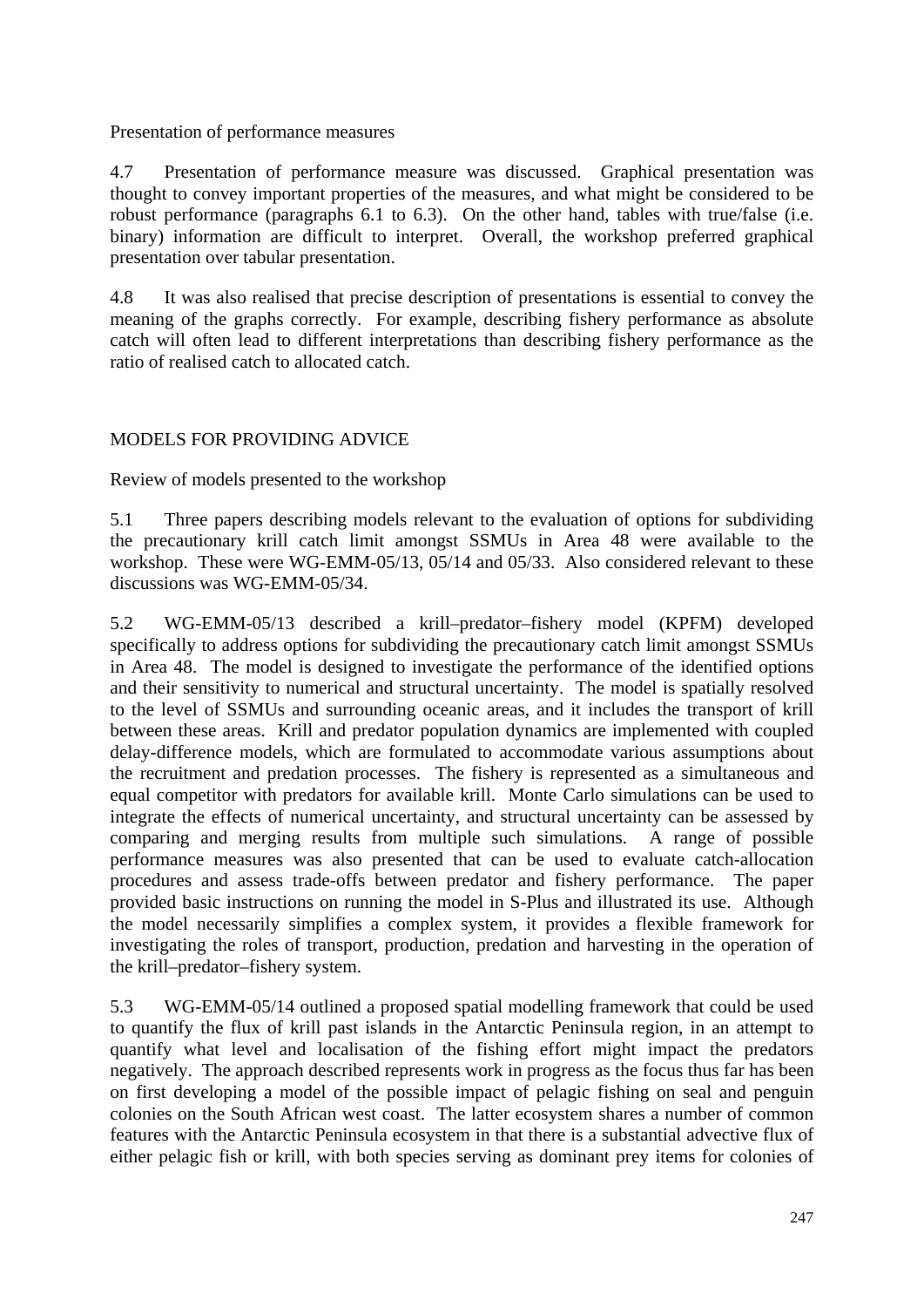### Presentation of performance measures

4.7 Presentation of performance measure was discussed. Graphical presentation was thought to convey important properties of the measures, and what might be considered to be robust performance (paragraphs 6.1 to 6.3). On the other hand, tables with true/false (i.e. binary) information are difficult to interpret. Overall, the workshop preferred graphical presentation over tabular presentation.

4.8 It was also realised that precise description of presentations is essential to convey the meaning of the graphs correctly. For example, describing fishery performance as absolute catch will often lead to different interpretations than describing fishery performance as the ratio of realised catch to allocated catch.

## MODELS FOR PROVIDING ADVICE

### Review of models presented to the workshop

5.1 Three papers describing models relevant to the evaluation of options for subdividing the precautionary krill catch limit amongst SSMUs in Area 48 were available to the workshop. These were WG-EMM-05/13, 05/14 and 05/33. Also considered relevant to these discussions was WG-EMM-05/34.

5.2 WG-EMM-05/13 described a krill–predator–fishery model (KPFM) developed specifically to address options for subdividing the precautionary catch limit amongst SSMUs in Area 48. The model is designed to investigate the performance of the identified options and their sensitivity to numerical and structural uncertainty. The model is spatially resolved to the level of SSMUs and surrounding oceanic areas, and it includes the transport of krill between these areas. Krill and predator population dynamics are implemented with coupled delay-difference models, which are formulated to accommodate various assumptions about the recruitment and predation processes. The fishery is represented as a simultaneous and equal competitor with predators for available krill. Monte Carlo simulations can be used to integrate the effects of numerical uncertainty, and structural uncertainty can be assessed by comparing and merging results from multiple such simulations. A range of possible performance measures was also presented that can be used to evaluate catch-allocation procedures and assess trade-offs between predator and fishery performance. The paper provided basic instructions on running the model in S-Plus and illustrated its use. Although the model necessarily simplifies a complex system, it provides a flexible framework for investigating the roles of transport, production, predation and harvesting in the operation of the krill–predator–fishery system.

5.3 WG-EMM-05/14 outlined a proposed spatial modelling framework that could be used to quantify the flux of krill past islands in the Antarctic Peninsula region, in an attempt to quantify what level and localisation of the fishing effort might impact the predators negatively. The approach described represents work in progress as the focus thus far has been on first developing a model of the possible impact of pelagic fishing on seal and penguin colonies on the South African west coast. The latter ecosystem shares a number of common features with the Antarctic Peninsula ecosystem in that there is a substantial advective flux of either pelagic fish or krill, with both species serving as dominant prey items for colonies of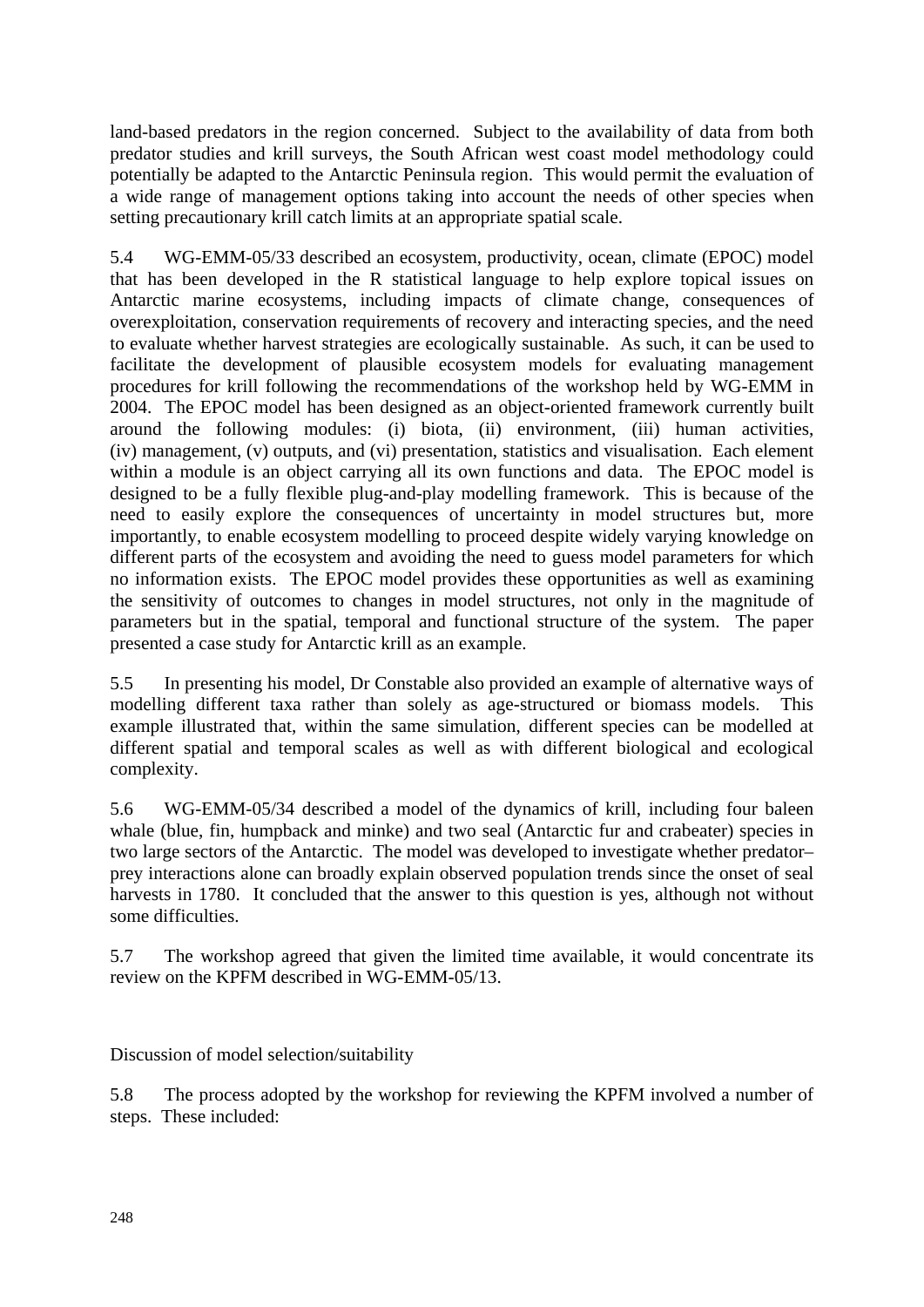land-based predators in the region concerned. Subject to the availability of data from both predator studies and krill surveys, the South African west coast model methodology could potentially be adapted to the Antarctic Peninsula region. This would permit the evaluation of a wide range of management options taking into account the needs of other species when setting precautionary krill catch limits at an appropriate spatial scale.

5.4 WG-EMM-05/33 described an ecosystem, productivity, ocean, climate (EPOC) model that has been developed in the R statistical language to help explore topical issues on Antarctic marine ecosystems, including impacts of climate change, consequences of overexploitation, conservation requirements of recovery and interacting species, and the need to evaluate whether harvest strategies are ecologically sustainable. As such, it can be used to facilitate the development of plausible ecosystem models for evaluating management procedures for krill following the recommendations of the workshop held by WG-EMM in 2004. The EPOC model has been designed as an object-oriented framework currently built around the following modules: (i) biota, (ii) environment, (iii) human activities, (iv) management, (v) outputs, and (vi) presentation, statistics and visualisation. Each element within a module is an object carrying all its own functions and data. The EPOC model is designed to be a fully flexible plug-and-play modelling framework. This is because of the need to easily explore the consequences of uncertainty in model structures but, more importantly, to enable ecosystem modelling to proceed despite widely varying knowledge on different parts of the ecosystem and avoiding the need to guess model parameters for which no information exists. The EPOC model provides these opportunities as well as examining the sensitivity of outcomes to changes in model structures, not only in the magnitude of parameters but in the spatial, temporal and functional structure of the system. The paper presented a case study for Antarctic krill as an example.

5.5 In presenting his model, Dr Constable also provided an example of alternative ways of modelling different taxa rather than solely as age-structured or biomass models. This example illustrated that, within the same simulation, different species can be modelled at different spatial and temporal scales as well as with different biological and ecological complexity.

5.6 WG-EMM-05/34 described a model of the dynamics of krill, including four baleen whale (blue, fin, humpback and minke) and two seal (Antarctic fur and crabeater) species in two large sectors of the Antarctic. The model was developed to investigate whether predator–prey interactions alone can broadly explain observed population trends since the onset of seal harvests in 1780. It concluded that the answer to this question is yes, although not without some difficulties.

5.7 The workshop agreed that given the limited time available, it would concentrate its review on the KPFM described in WG-EMM-05/13.

### Discussion of model selection/suitability

5.8 The process adopted by the workshop for reviewing the KPFM involved a number of steps. These included: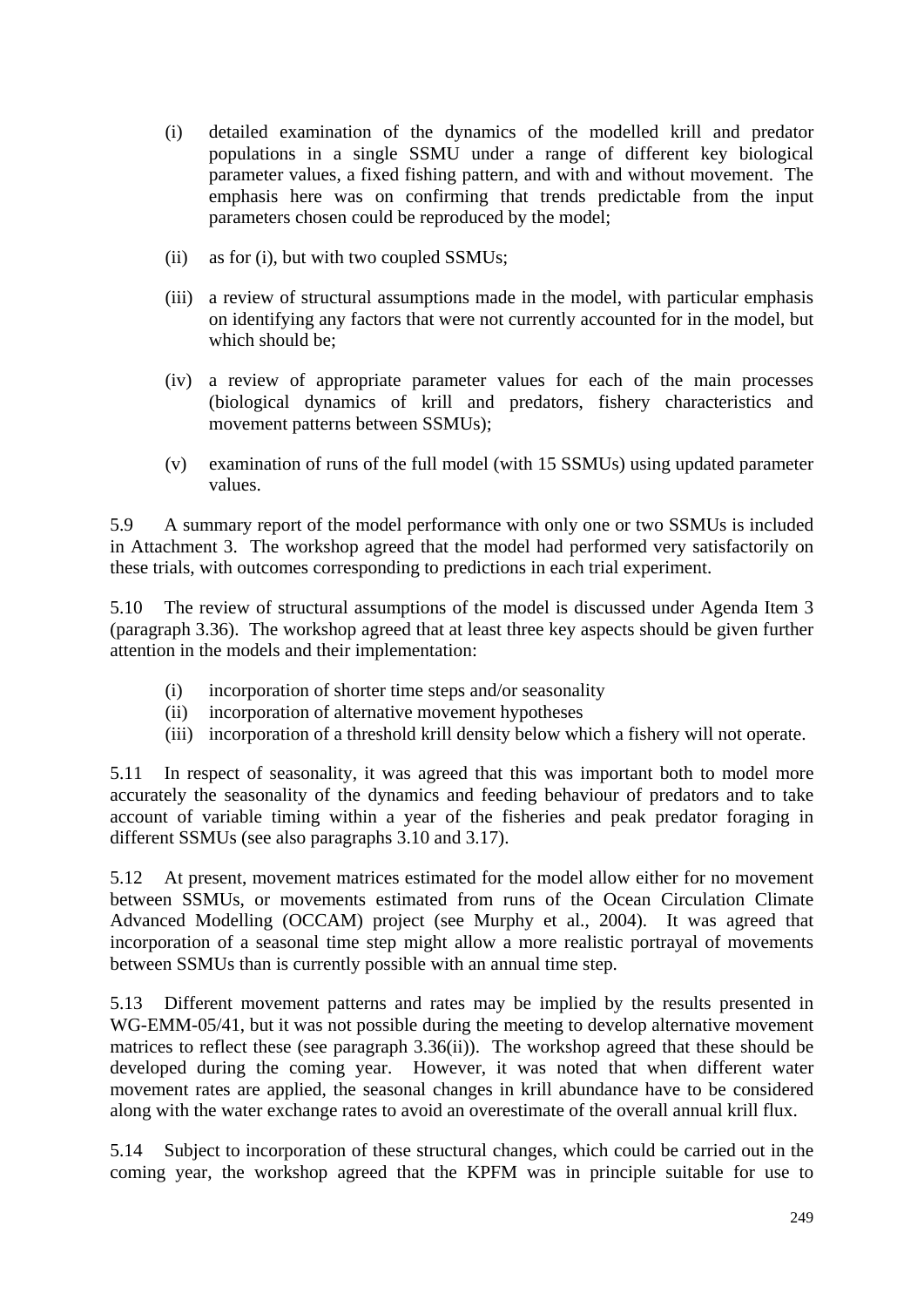(i) detailed examination of the dynamics of the modelled krill and predator populations in a single SSMU under a range of different key biological parameter values, a fixed fishing pattern, and with and without movement. The emphasis here was on confirming that trends predictable from the input parameters chosen could be reproduced by the model;

(ii) as for (i), but with two coupled SSMUs;

(iii) a review of structural assumptions made in the model, with particular emphasis on identifying any factors that were not currently accounted for in the model, but which should be;

(iv) a review of appropriate parameter values for each of the main processes (biological dynamics of krill and predators, fishery characteristics and movement patterns between SSMUs);

(v) examination of runs of the full model (with 15 SSMUs) using updated parameter values.

5.9 A summary report of the model performance with only one or two SSMUs is included in Attachment 3. The workshop agreed that the model had performed very satisfactorily on these trials, with outcomes corresponding to predictions in each trial experiment.

5.10 The review of structural assumptions of the model is discussed under Agenda Item 3 (paragraph 3.36). The workshop agreed that at least three key aspects should be given further attention in the models and their implementation:

(i) incorporation of shorter time steps and/or seasonality
(ii) incorporation of alternative movement hypotheses
(iii) incorporation of a threshold krill density below which a fishery will not operate.

5.11 In respect of seasonality, it was agreed that this was important both to model more accurately the seasonality of the dynamics and feeding behaviour of predators and to take account of variable timing within a year of the fisheries and peak predator foraging in different SSMUs (see also paragraphs 3.10 and 3.17).

5.12 At present, movement matrices estimated for the model allow either for no movement between SSMUs, or movements estimated from runs of the Ocean Circulation Climate Advanced Modelling (OCCAM) project (see Murphy et al., 2004). It was agreed that incorporation of a seasonal time step might allow a more realistic portrayal of movements between SSMUs than is currently possible with an annual time step.

5.13 Different movement patterns and rates may be implied by the results presented in WG-EMM-05/41, but it was not possible during the meeting to develop alternative movement matrices to reflect these (see paragraph 3.36(ii)). The workshop agreed that these should be developed during the coming year. However, it was noted that when different water movement rates are applied, the seasonal changes in krill abundance have to be considered along with the water exchange rates to avoid an overestimate of the overall annual krill flux.

5.14 Subject to incorporation of these structural changes, which could be carried out in the coming year, the workshop agreed that the KPFM was in principle suitable for use to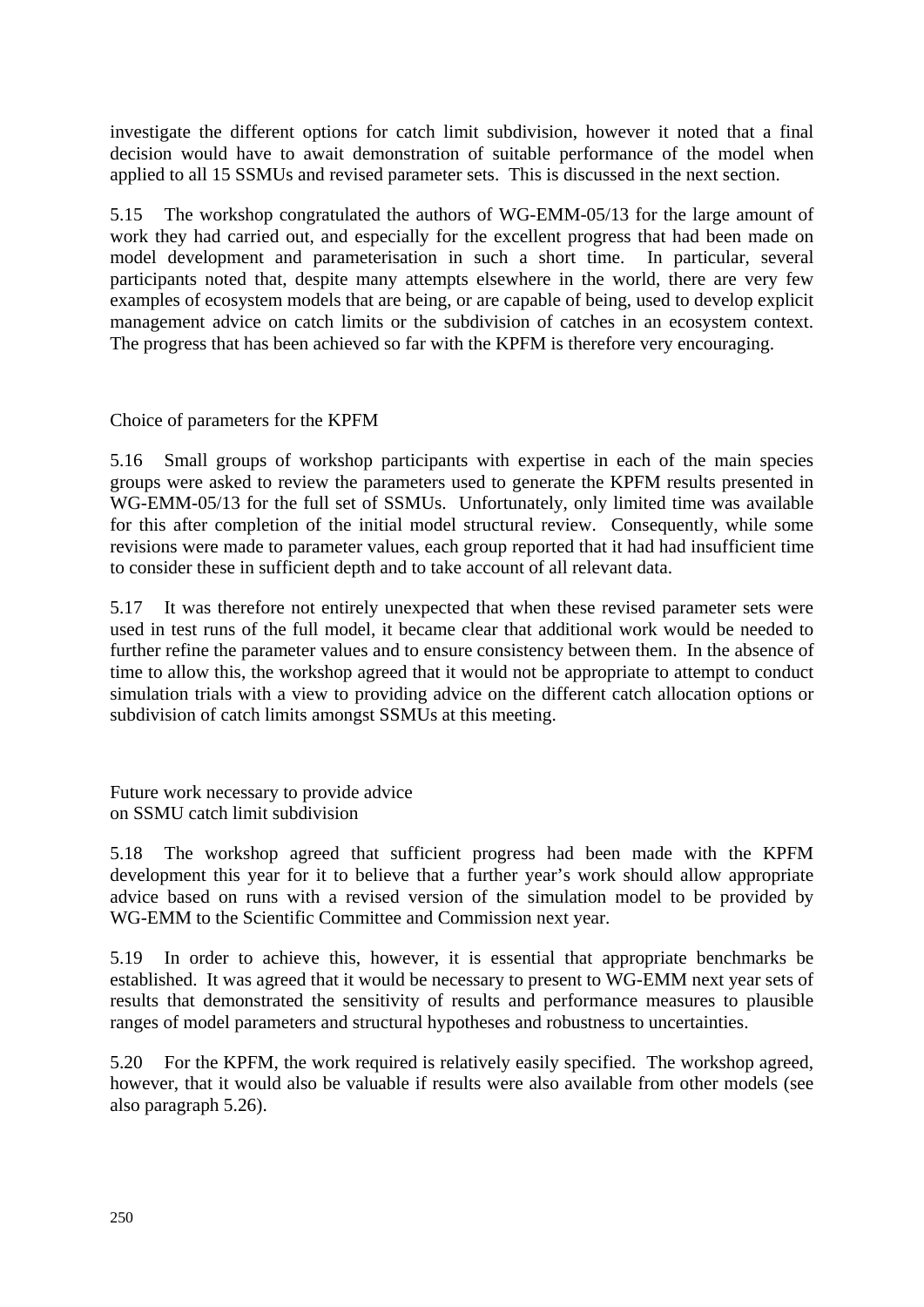investigate the different options for catch limit subdivision, however it noted that a final decision would have to await demonstration of suitable performance of the model when applied to all 15 SSMUs and revised parameter sets. This is discussed in the next section.

5.15 The workshop congratulated the authors of WG-EMM-05/13 for the large amount of work they had carried out, and especially for the excellent progress that had been made on model development and parameterisation in such a short time. In particular, several participants noted that, despite many attempts elsewhere in the world, there are very few examples of ecosystem models that are being, or are capable of being, used to develop explicit management advice on catch limits or the subdivision of catches in an ecosystem context. The progress that has been achieved so far with the KPFM is therefore very encouraging.

### Choice of parameters for the KPFM

5.16 Small groups of workshop participants with expertise in each of the main species groups were asked to review the parameters used to generate the KPFM results presented in WG-EMM-05/13 for the full set of SSMUs. Unfortunately, only limited time was available for this after completion of the initial model structural review. Consequently, while some revisions were made to parameter values, each group reported that it had had insufficient time to consider these in sufficient depth and to take account of all relevant data.

5.17 It was therefore not entirely unexpected that when these revised parameter sets were used in test runs of the full model, it became clear that additional work would be needed to further refine the parameter values and to ensure consistency between them. In the absence of time to allow this, the workshop agreed that it would not be appropriate to attempt to conduct simulation trials with a view to providing advice on the different catch allocation options or subdivision of catch limits amongst SSMUs at this meeting.

### Future work necessary to provide advice on SSMU catch limit subdivision

5.18 The workshop agreed that sufficient progress had been made with the KPFM development this year for it to believe that a further year's work should allow appropriate advice based on runs with a revised version of the simulation model to be provided by WG-EMM to the Scientific Committee and Commission next year.

5.19 In order to achieve this, however, it is essential that appropriate benchmarks be established. It was agreed that it would be necessary to present to WG-EMM next year sets of results that demonstrated the sensitivity of results and performance measures to plausible ranges of model parameters and structural hypotheses and robustness to uncertainties.

5.20 For the KPFM, the work required is relatively easily specified. The workshop agreed, however, that it would also be valuable if results were also available from other models (see also paragraph 5.26).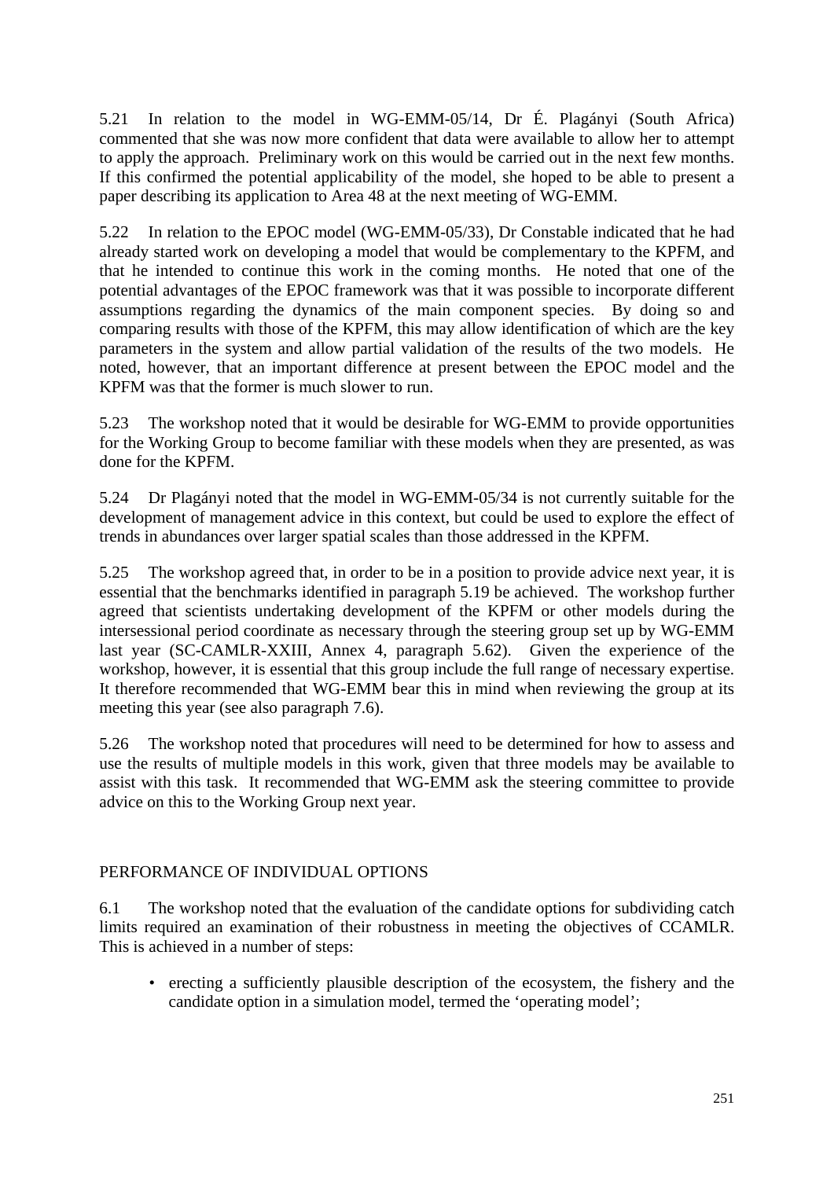5.21 In relation to the model in WG-EMM-05/14, Dr É. Plagányi (South Africa) commented that she was now more confident that data were available to allow her to attempt to apply the approach. Preliminary work on this would be carried out in the next few months. If this confirmed the potential applicability of the model, she hoped to be able to present a paper describing its application to Area 48 at the next meeting of WG-EMM.

5.22 In relation to the EPOC model (WG-EMM-05/33), Dr Constable indicated that he had already started work on developing a model that would be complementary to the KPFM, and that he intended to continue this work in the coming months. He noted that one of the potential advantages of the EPOC framework was that it was possible to incorporate different assumptions regarding the dynamics of the main component species. By doing so and comparing results with those of the KPFM, this may allow identification of which are the key parameters in the system and allow partial validation of the results of the two models. He noted, however, that an important difference at present between the EPOC model and the KPFM was that the former is much slower to run.

5.23 The workshop noted that it would be desirable for WG-EMM to provide opportunities for the Working Group to become familiar with these models when they are presented, as was done for the KPFM.

5.24 Dr Plagányi noted that the model in WG-EMM-05/34 is not currently suitable for the development of management advice in this context, but could be used to explore the effect of trends in abundances over larger spatial scales than those addressed in the KPFM.

5.25 The workshop agreed that, in order to be in a position to provide advice next year, it is essential that the benchmarks identified in paragraph 5.19 be achieved. The workshop further agreed that scientists undertaking development of the KPFM or other models during the intersessional period coordinate as necessary through the steering group set up by WG-EMM last year (SC-CAMLR-XXIII, Annex 4, paragraph 5.62). Given the experience of the workshop, however, it is essential that this group include the full range of necessary expertise. It therefore recommended that WG-EMM bear this in mind when reviewing the group at its meeting this year (see also paragraph 7.6).

5.26 The workshop noted that procedures will need to be determined for how to assess and use the results of multiple models in this work, given that three models may be available to assist with this task. It recommended that WG-EMM ask the steering committee to provide advice on this to the Working Group next year.

## PERFORMANCE OF INDIVIDUAL OPTIONS

6.1 The workshop noted that the evaluation of the candidate options for subdividing catch limits required an examination of their robustness in meeting the objectives of CCAMLR. This is achieved in a number of steps:

- erecting a sufficiently plausible description of the ecosystem, the fishery and the candidate option in a simulation model, termed the 'operating model';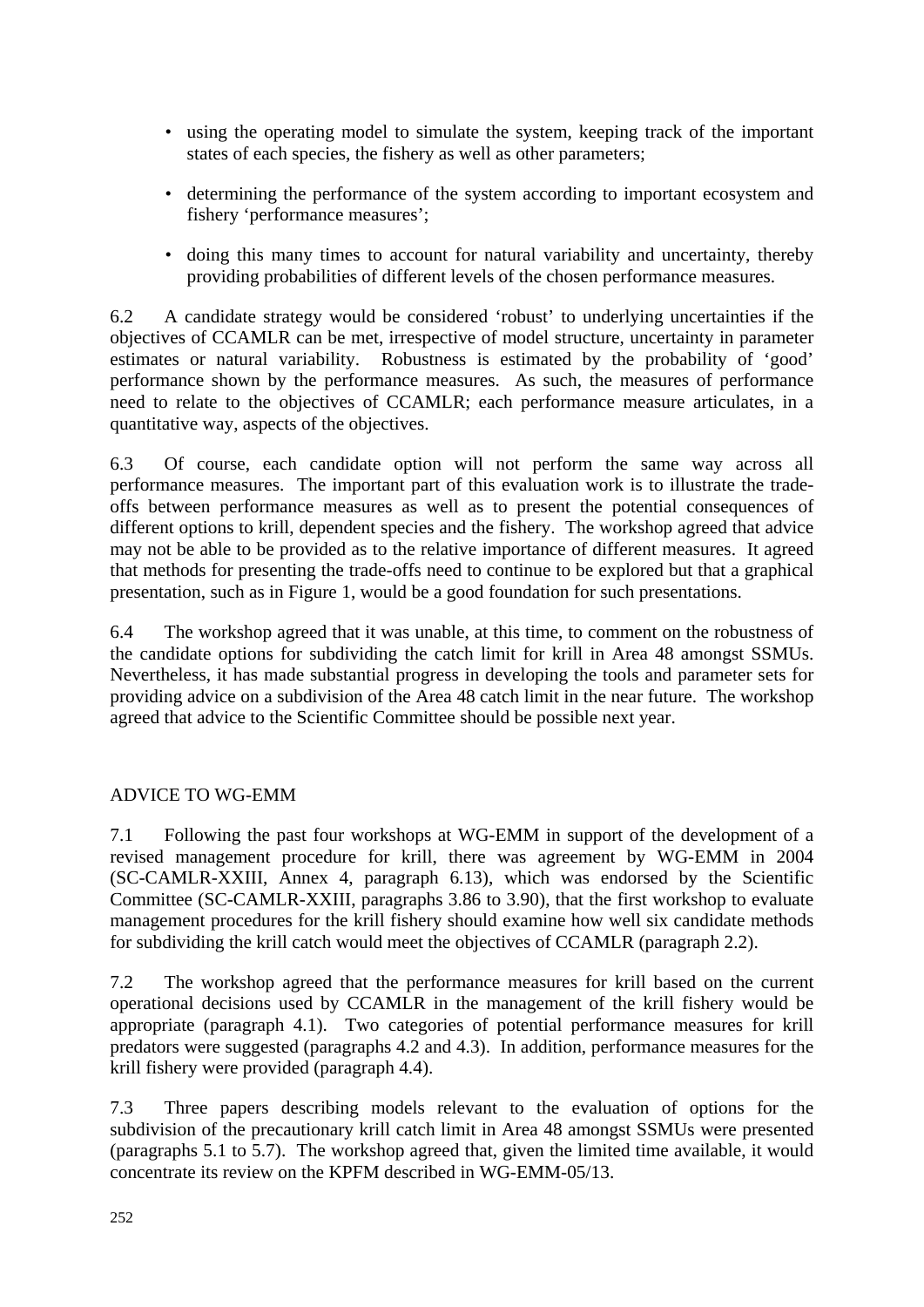- using the operating model to simulate the system, keeping track of the important states of each species, the fishery as well as other parameters;
- determining the performance of the system according to important ecosystem and fishery 'performance measures';
- doing this many times to account for natural variability and uncertainty, thereby providing probabilities of different levels of the chosen performance measures.

6.2 A candidate strategy would be considered 'robust' to underlying uncertainties if the objectives of CCAMLR can be met, irrespective of model structure, uncertainty in parameter estimates or natural variability. Robustness is estimated by the probability of 'good' performance shown by the performance measures. As such, the measures of performance need to relate to the objectives of CCAMLR; each performance measure articulates, in a quantitative way, aspects of the objectives.

6.3 Of course, each candidate option will not perform the same way across all performance measures. The important part of this evaluation work is to illustrate the trade-offs between performance measures as well as to present the potential consequences of different options to krill, dependent species and the fishery. The workshop agreed that advice may not be able to be provided as to the relative importance of different measures. It agreed that methods for presenting the trade-offs need to continue to be explored but that a graphical presentation, such as in Figure 1, would be a good foundation for such presentations.

6.4 The workshop agreed that it was unable, at this time, to comment on the robustness of the candidate options for subdividing the catch limit for krill in Area 48 amongst SSMUs. Nevertheless, it has made substantial progress in developing the tools and parameter sets for providing advice on a subdivision of the Area 48 catch limit in the near future. The workshop agreed that advice to the Scientific Committee should be possible next year.

## ADVICE TO WG-EMM

7.1 Following the past four workshops at WG-EMM in support of the development of a revised management procedure for krill, there was agreement by WG-EMM in 2004 (SC-CAMLR-XXIII, Annex 4, paragraph 6.13), which was endorsed by the Scientific Committee (SC-CAMLR-XXIII, paragraphs 3.86 to 3.90), that the first workshop to evaluate management procedures for the krill fishery should examine how well six candidate methods for subdividing the krill catch would meet the objectives of CCAMLR (paragraph 2.2).

7.2 The workshop agreed that the performance measures for krill based on the current operational decisions used by CCAMLR in the management of the krill fishery would be appropriate (paragraph 4.1). Two categories of potential performance measures for krill predators were suggested (paragraphs 4.2 and 4.3). In addition, performance measures for the krill fishery were provided (paragraph 4.4).

7.3 Three papers describing models relevant to the evaluation of options for the subdivision of the precautionary krill catch limit in Area 48 amongst SSMUs were presented (paragraphs 5.1 to 5.7). The workshop agreed that, given the limited time available, it would concentrate its review on the KPFM described in WG-EMM-05/13.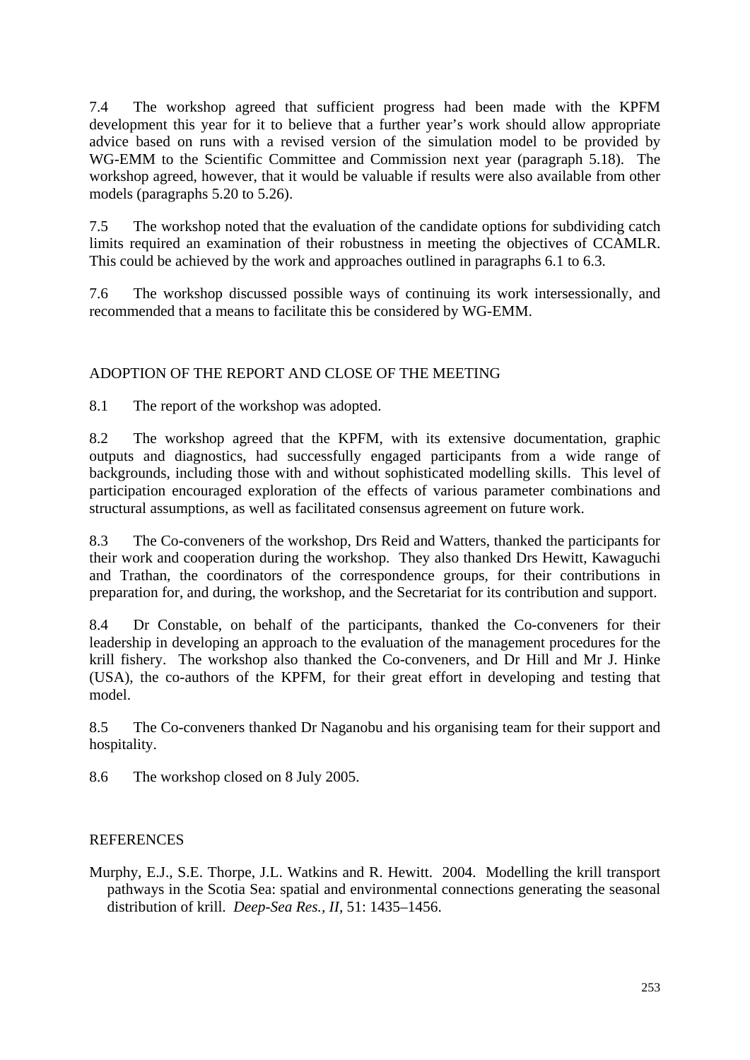7.4 The workshop agreed that sufficient progress had been made with the KPFM development this year for it to believe that a further year's work should allow appropriate advice based on runs with a revised version of the simulation model to be provided by WG-EMM to the Scientific Committee and Commission next year (paragraph 5.18). The workshop agreed, however, that it would be valuable if results were also available from other models (paragraphs 5.20 to 5.26).

7.5 The workshop noted that the evaluation of the candidate options for subdividing catch limits required an examination of their robustness in meeting the objectives of CCAMLR. This could be achieved by the work and approaches outlined in paragraphs 6.1 to 6.3.

7.6 The workshop discussed possible ways of continuing its work intersessionally, and recommended that a means to facilitate this be considered by WG-EMM.

## ADOPTION OF THE REPORT AND CLOSE OF THE MEETING

8.1 The report of the workshop was adopted.

8.2 The workshop agreed that the KPFM, with its extensive documentation, graphic outputs and diagnostics, had successfully engaged participants from a wide range of backgrounds, including those with and without sophisticated modelling skills. This level of participation encouraged exploration of the effects of various parameter combinations and structural assumptions, as well as facilitated consensus agreement on future work.

8.3 The Co-conveners of the workshop, Drs Reid and Watters, thanked the participants for their work and cooperation during the workshop. They also thanked Drs Hewitt, Kawaguchi and Trathan, the coordinators of the correspondence groups, for their contributions in preparation for, and during, the workshop, and the Secretariat for its contribution and support.

8.4 Dr Constable, on behalf of the participants, thanked the Co-conveners for their leadership in developing an approach to the evaluation of the management procedures for the krill fishery. The workshop also thanked the Co-conveners, and Dr Hill and Mr J. Hinke (USA), the co-authors of the KPFM, for their great effort in developing and testing that model.

8.5 The Co-conveners thanked Dr Naganobu and his organising team for their support and hospitality.

8.6 The workshop closed on 8 July 2005.

## REFERENCES

Murphy, E.J., S.E. Thorpe, J.L. Watkins and R. Hewitt. 2004. Modelling the krill transport pathways in the Scotia Sea: spatial and environmental connections generating the seasonal distribution of krill. *Deep-Sea Res., II*, 51: 1435–1456.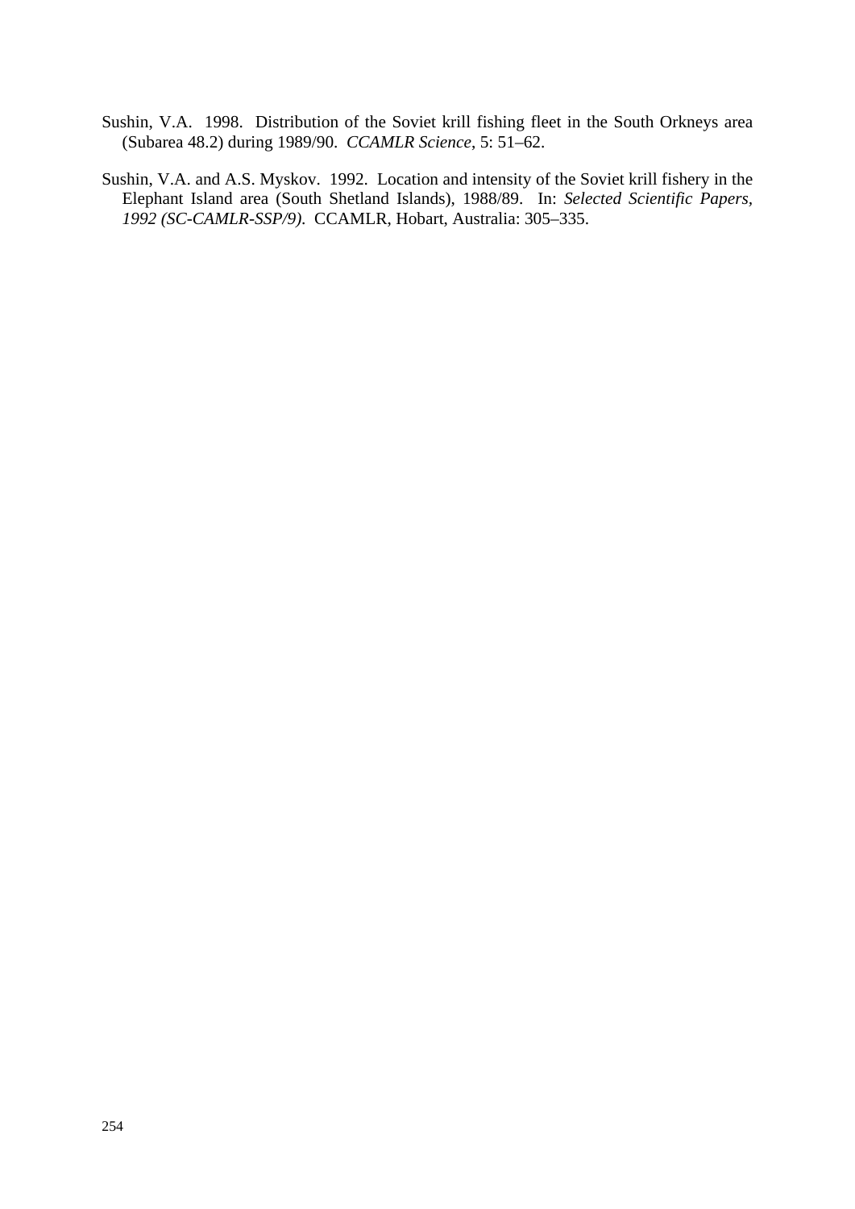Sushin, V.A. 1998. Distribution of the Soviet krill fishing fleet in the South Orkneys area (Subarea 48.2) during 1989/90. *CCAMLR Science*, 5: 51–62.

Sushin, V.A. and A.S. Myskov. 1992. Location and intensity of the Soviet krill fishery in the Elephant Island area (South Shetland Islands), 1988/89. In: *Selected Scientific Papers, 1992 (SC-CAMLR-SSP/9)*. CCAMLR, Hobart, Australia: 305–335.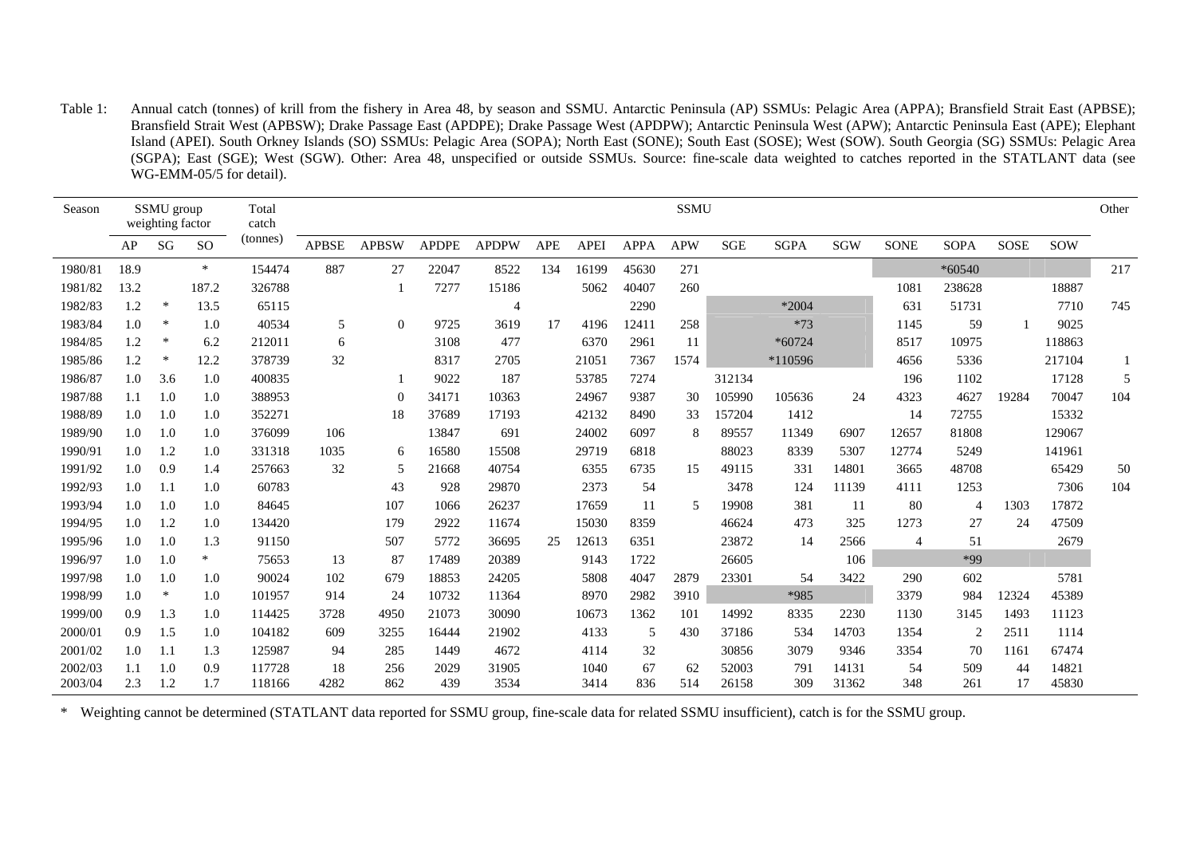Table 1: Annual catch (tonnes) of krill from the fishery in Area 48, by season and SSMU. Antarctic Peninsula (AP) SSMUs: Pelagic Area (APPA); Bransfield Strait East (APBSE); Bransfield Strait West (APBSW); Drake Passage East (APDPE); Drake Passage West (APDPW); Antarctic Peninsula West (APW); Antarctic Peninsula East (APE); Elephant Island (APEI). South Orkney Islands (SO) SSMUs: Pelagic Area (SOPA); North East (SONE); South East (SOSE); West (SOW). South Georgia (SG) SSMUs: Pelagic Area (SGPA); East (SGE); West (SGW). Other: Area 48, unspecified or outside SSMUs. Source: fine-scale data weighted to catches reported in the STATLANT data (see WG-EMM-05/5 for detail).

| Season | SSMU group weighting factor | | | Total catch (tonnes) | SSMU | | | | | | | | | | | | | | | Other |
|---|---|---|---|---|---|---|---|---|---|---|---|---|---|---|---|---|---|---|---|---|
| | AP | SG | SO | | APBSE | APBSW | APDPE | APDPW | APE | APEI | APPA | APW | SGE | SGPA | SGW | SONE | SOPA | SOSE | SOW | |
| 1980/81 | 18.9 | | * | 154474 | 887 | 27 | 22047 | 8522 | 134 | 16199 | 45630 | 271 | | | | | *60540 | | | 217 |
| 1981/82 | 13.2 | | 187.2 | 326788 | | 1 | 7277 | 15186 | | 5062 | 40407 | 260 | | | | 1081 | 238628 | | 18887 | |
| 1982/83 | 1.2 | * | 13.5 | 65115 | | | | 4 | | | 2290 | | | *2004 | | 631 | 51731 | | 7710 | 745 |
| 1983/84 | 1.0 | * | 1.0 | 40534 | 5 | 0 | 9725 | 3619 | 17 | 4196 | 12411 | 258 | | *73 | | 1145 | 59 | 1 | 9025 | |
| 1984/85 | 1.2 | * | 6.2 | 212011 | 6 | | 3108 | 477 | | 6370 | 2961 | 11 | | *60724 | | 8517 | 10975 | | 118863 | |
| 1985/86 | 1.2 | * | 12.2 | 378739 | 32 | | 8317 | 2705 | | 21051 | 7367 | 1574 | | *110596 | | 4656 | 5336 | | 217104 | 1 |
| 1986/87 | 1.0 | 3.6 | 1.0 | 400835 | | 1 | 9022 | 187 | | 53785 | 7274 | | 312134 | | | 196 | 1102 | | 17128 | 5 |
| 1987/88 | 1.1 | 1.0 | 1.0 | 388953 | | 0 | 34171 | 10363 | | 24967 | 9387 | 30 | 105990 | 105636 | 24 | 4323 | 4627 | 19284 | 70047 | 104 |
| 1988/89 | 1.0 | 1.0 | 1.0 | 352271 | | 18 | 37689 | 17193 | | 42132 | 8490 | 33 | 157204 | 1412 | | 14 | 72755 | | 15332 | |
| 1989/90 | 1.0 | 1.0 | 1.0 | 376099 | 106 | | 13847 | 691 | | 24002 | 6097 | 8 | 89557 | 11349 | 6907 | 12657 | 81808 | | 129067 | |
| 1990/91 | 1.0 | 1.2 | 1.0 | 331318 | 1035 | 6 | 16580 | 15508 | | 29719 | 6818 | | 88023 | 8339 | 5307 | 12774 | 5249 | | 141961 | |
| 1991/92 | 1.0 | 0.9 | 1.4 | 257663 | 32 | 5 | 21668 | 40754 | | 6355 | 6735 | 15 | 49115 | 331 | 14801 | 3665 | 48708 | | 65429 | 50 |
| 1992/93 | 1.0 | 1.1 | 1.0 | 60783 | | 43 | 928 | 29870 | | 2373 | 54 | | 3478 | 124 | 11139 | 4111 | 1253 | | 7306 | 104 |
| 1993/94 | 1.0 | 1.0 | 1.0 | 84645 | | 107 | 1066 | 26237 | | 17659 | 11 | 5 | 19908 | 381 | 11 | 80 | 4 | 1303 | 17872 | |
| 1994/95 | 1.0 | 1.2 | 1.0 | 134420 | | 179 | 2922 | 11674 | | 15030 | 8359 | | 46624 | 473 | 325 | 1273 | 27 | 24 | 47509 | |
| 1995/96 | 1.0 | 1.0 | 1.3 | 91150 | | 507 | 5772 | 36695 | 25 | 12613 | 6351 | | 23872 | 14 | 2566 | 4 | 51 | | 2679 | |
| 1996/97 | 1.0 | 1.0 | * | 75653 | 13 | 87 | 17489 | 20389 | | 9143 | 1722 | | 26605 | | 106 | | *99 | | | |
| 1997/98 | 1.0 | 1.0 | 1.0 | 90024 | 102 | 679 | 18853 | 24205 | | 5808 | 4047 | 2879 | 23301 | 54 | 3422 | 290 | 602 | | 5781 | |
| 1998/99 | 1.0 | * | 1.0 | 101957 | 914 | 24 | 10732 | 11364 | | 8970 | 2982 | 3910 | | *985 | | 3379 | 984 | 12324 | 45389 | |
| 1999/00 | 0.9 | 1.3 | 1.0 | 114425 | 3728 | 4950 | 21073 | 30090 | | 10673 | 1362 | 101 | 14992 | 8335 | 2230 | 1130 | 3145 | 1493 | 11123 | |
| 2000/01 | 0.9 | 1.5 | 1.0 | 104182 | 609 | 3255 | 16444 | 21902 | | 4133 | 5 | 430 | 37186 | 534 | 14703 | 1354 | 2 | 2511 | 1114 | |
| 2001/02 | 1.0 | 1.1 | 1.3 | 125987 | 94 | 285 | 1449 | 4672 | | 4114 | 32 | | 30856 | 3079 | 9346 | 3354 | 70 | 1161 | 67474 | |
| 2002/03 | 1.1 | 1.0 | 0.9 | 117728 | 18 | 256 | 2029 | 31905 | | 1040 | 67 | 62 | 52003 | 791 | 14131 | 54 | 509 | 44 | 14821 | |
| 2003/04 | 2.3 | 1.2 | 1.7 | 118166 | 4282 | 862 | 439 | 3534 | | 3414 | 836 | 514 | 26158 | 309 | 31362 | 348 | 261 | 17 | 45830 | |

\* Weighting cannot be determined (STATLANT data reported for SSMU group, fine-scale data for related SSMU insufficient), catch is for the SSMU group.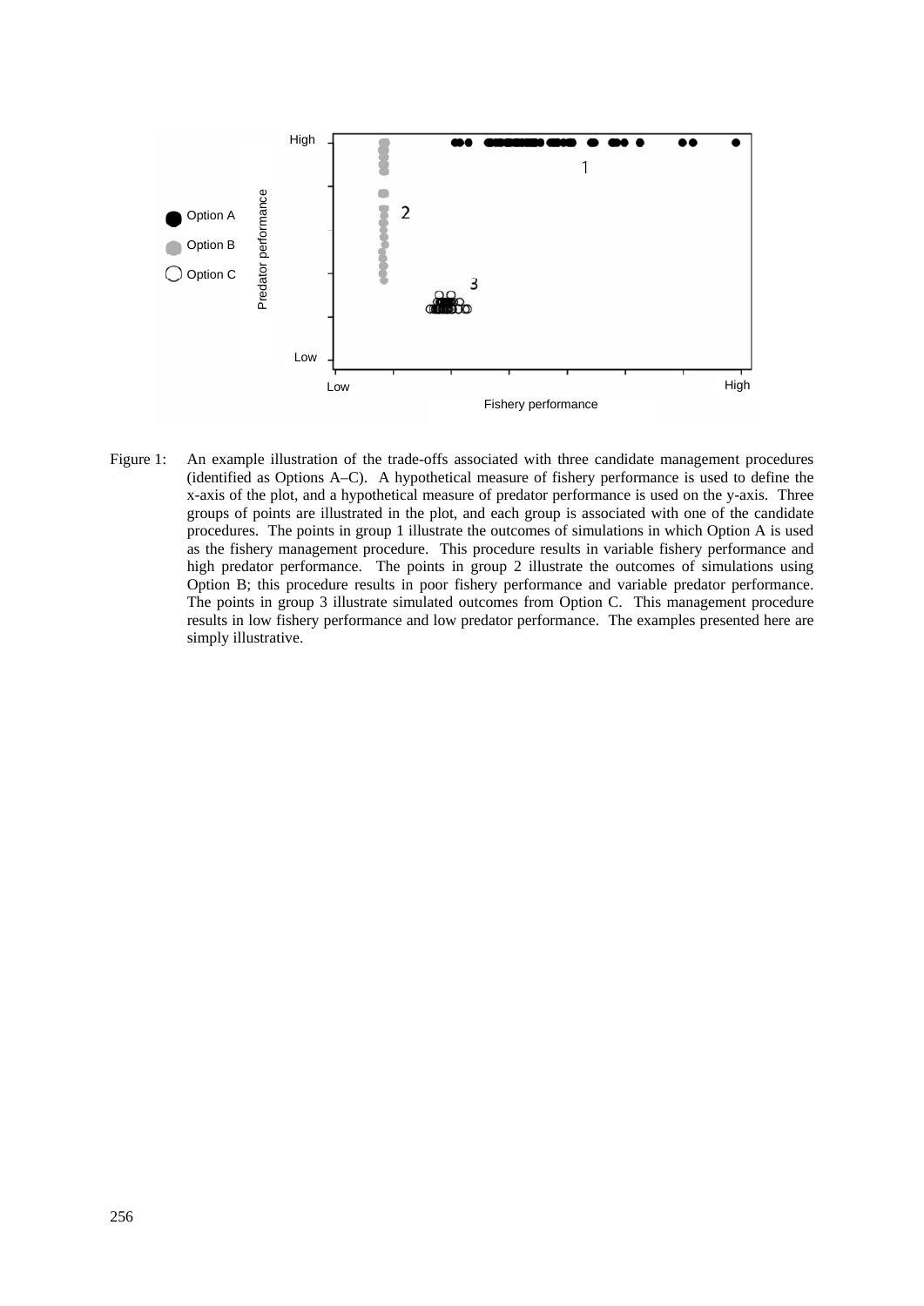Figure 1: An example illustration of the trade-offs associated with three candidate management procedures (identified as Options A–C). A hypothetical measure of fishery performance is used to define the x-axis of the plot, and a hypothetical measure of predator performance is used on the y-axis. Three groups of points are illustrated in the plot, and each group is associated with one of the candidate procedures. The points in group 1 illustrate the outcomes of simulations in which Option A is used as the fishery management procedure. This procedure results in variable fishery performance and high predator performance. The points in group 2 illustrate the outcomes of simulations using Option B; this procedure results in poor fishery performance and variable predator performance. The points in group 3 illustrate simulated outcomes from Option C. This management procedure results in low fishery performance and low predator performance. The examples presented here are simply illustrative.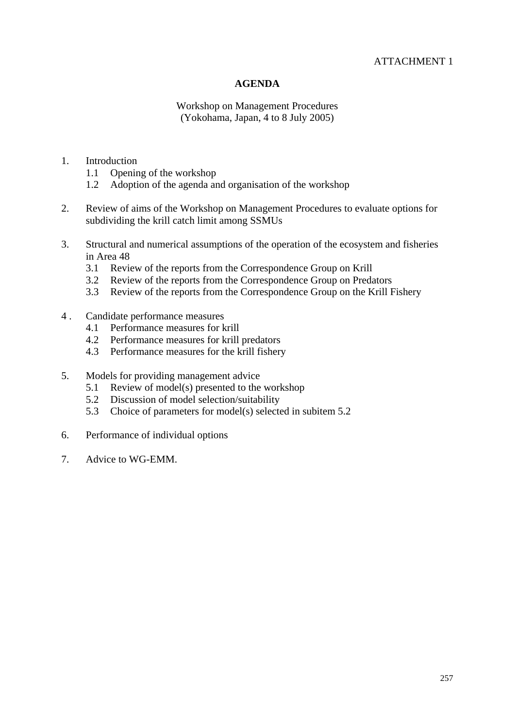ATTACHMENT 1

# AGENDA

Workshop on Management Procedures
(Yokohama, Japan, 4 to 8 July 2005)

1. Introduction
   1.1 Opening of the workshop
   1.2 Adoption of the agenda and organisation of the workshop

2. Review of aims of the Workshop on Management Procedures to evaluate options for subdividing the krill catch limit among SSMUs

3. Structural and numerical assumptions of the operation of the ecosystem and fisheries in Area 48
   3.1 Review of the reports from the Correspondence Group on Krill
   3.2 Review of the reports from the Correspondence Group on Predators
   3.3 Review of the reports from the Correspondence Group on the Krill Fishery

4 . Candidate performance measures
   4.1 Performance measures for krill
   4.2 Performance measures for krill predators
   4.3 Performance measures for the krill fishery

5. Models for providing management advice
   5.1 Review of model(s) presented to the workshop
   5.2 Discussion of model selection/suitability
   5.3 Choice of parameters for model(s) selected in subitem 5.2

6. Performance of individual options

7. Advice to WG-EMM.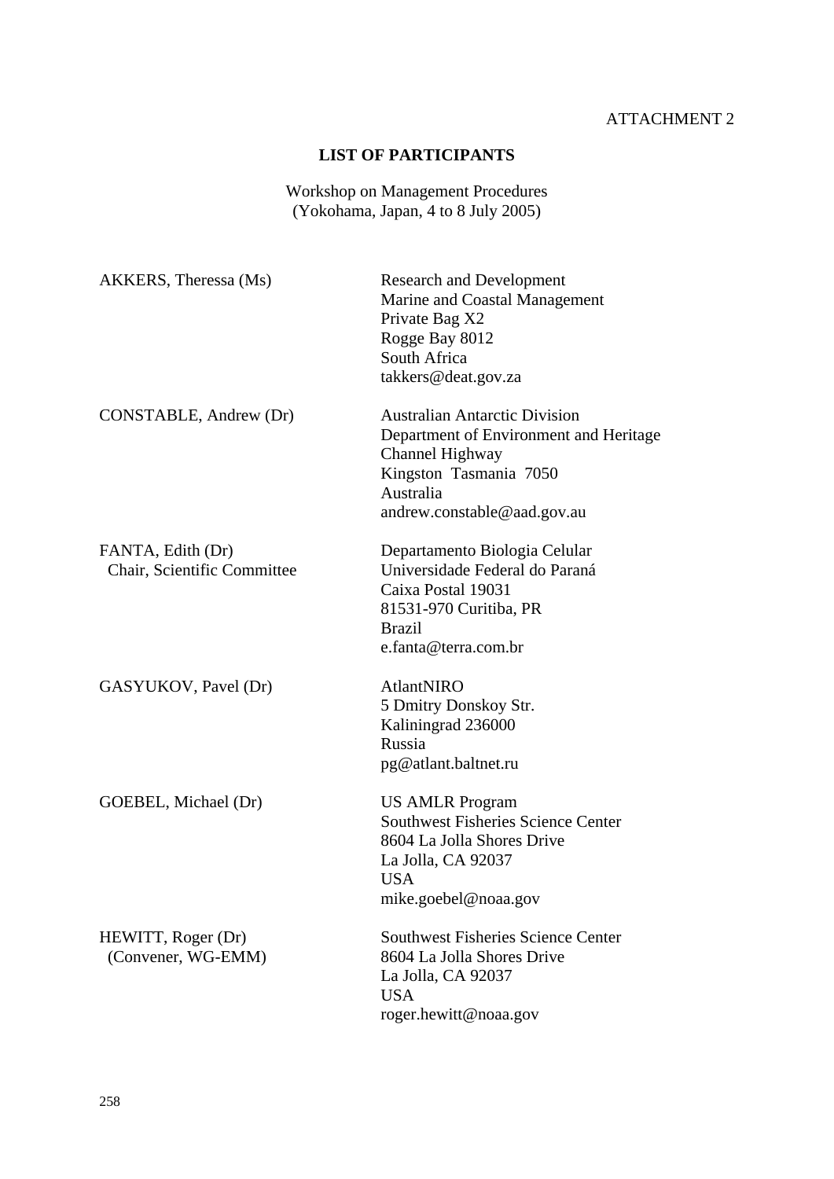ATTACHMENT 2

## LIST OF PARTICIPANTS

Workshop on Management Procedures
(Yokohama, Japan, 4 to 8 July 2005)

| | |
|---|---|
| AKKERS, Theressa (Ms) | Research and Development<br>Marine and Coastal Management<br>Private Bag X2<br>Rogge Bay 8012<br>South Africa<br>takkers@deat.gov.za |
| CONSTABLE, Andrew (Dr) | Australian Antarctic Division<br>Department of Environment and Heritage<br>Channel Highway<br>Kingston Tasmania 7050<br>Australia<br>andrew.constable@aad.gov.au |
| FANTA, Edith (Dr)<br>Chair, Scientific Committee | Departamento Biologia Celular<br>Universidade Federal do Paraná<br>Caixa Postal 19031<br>81531-970 Curitiba, PR<br>Brazil<br>e.fanta@terra.com.br |
| GASYUKOV, Pavel (Dr) | AtlantNIRO<br>5 Dmitry Donskoy Str.<br>Kaliningrad 236000<br>Russia<br>pg@atlant.baltnet.ru |
| GOEBEL, Michael (Dr) | US AMLR Program<br>Southwest Fisheries Science Center<br>8604 La Jolla Shores Drive<br>La Jolla, CA 92037<br>USA<br>mike.goebel@noaa.gov |
| HEWITT, Roger (Dr)<br>(Convener, WG-EMM) | Southwest Fisheries Science Center<br>8604 La Jolla Shores Drive<br>La Jolla, CA 92037<br>USA<br>roger.hewitt@noaa.gov |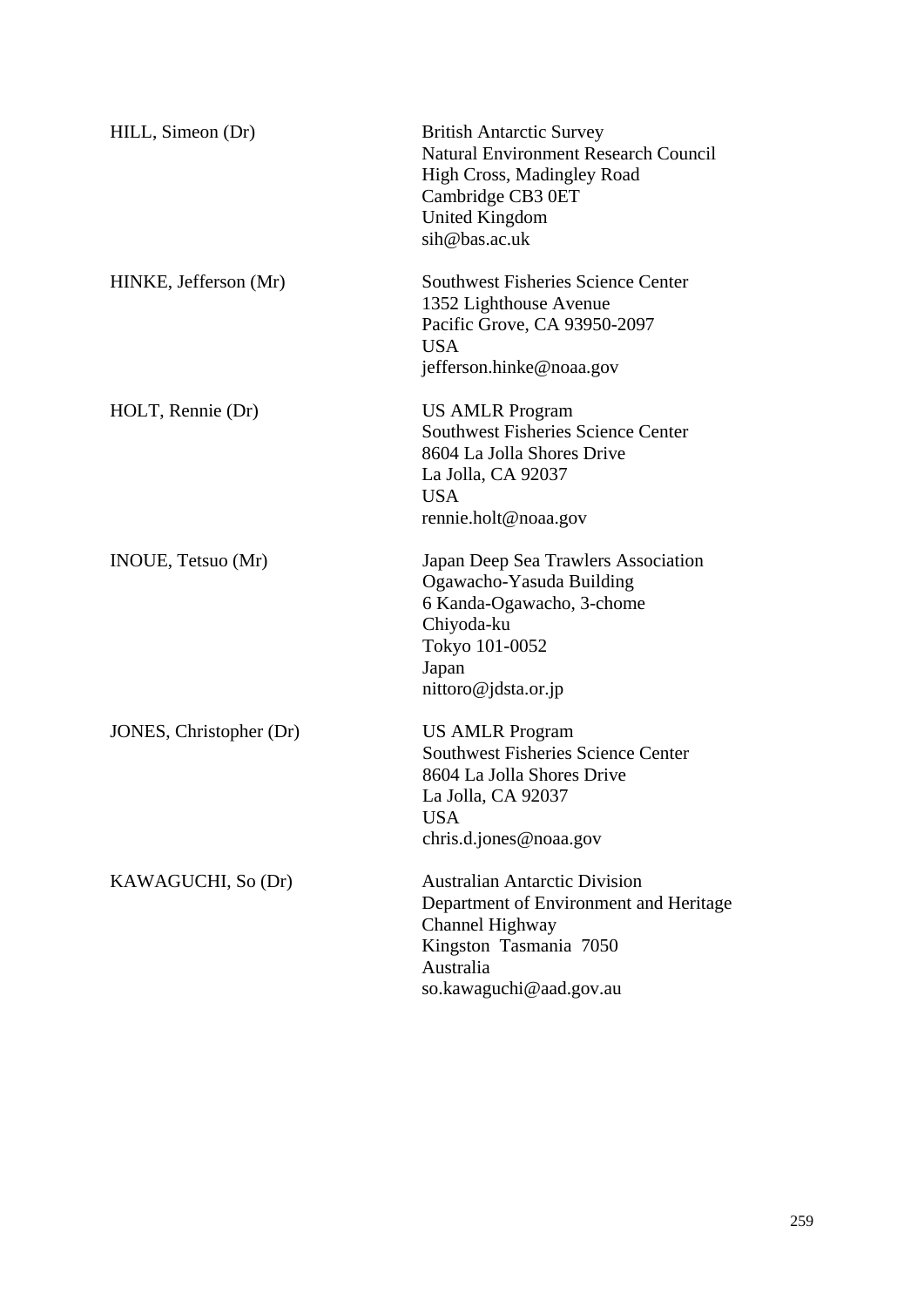| | |
|---|---|
| HILL, Simeon (Dr) | British Antarctic Survey<br>Natural Environment Research Council<br>High Cross, Madingley Road<br>Cambridge CB3 0ET<br>United Kingdom<br>sih@bas.ac.uk |
| HINKE, Jefferson (Mr) | Southwest Fisheries Science Center<br>1352 Lighthouse Avenue<br>Pacific Grove, CA 93950-2097<br>USA<br>jefferson.hinke@noaa.gov |
| HOLT, Rennie (Dr) | US AMLR Program<br>Southwest Fisheries Science Center<br>8604 La Jolla Shores Drive<br>La Jolla, CA 92037<br>USA<br>rennie.holt@noaa.gov |
| INOUE, Tetsuo (Mr) | Japan Deep Sea Trawlers Association<br>Ogawacho-Yasuda Building<br>6 Kanda-Ogawacho, 3-chome<br>Chiyoda-ku<br>Tokyo 101-0052<br>Japan<br>nittoro@jdsta.or.jp |
| JONES, Christopher (Dr) | US AMLR Program<br>Southwest Fisheries Science Center<br>8604 La Jolla Shores Drive<br>La Jolla, CA 92037<br>USA<br>chris.d.jones@noaa.gov |
| KAWAGUCHI, So (Dr) | Australian Antarctic Division<br>Department of Environment and Heritage<br>Channel Highway<br>Kingston Tasmania 7050<br>Australia<br>so.kawaguchi@aad.gov.au |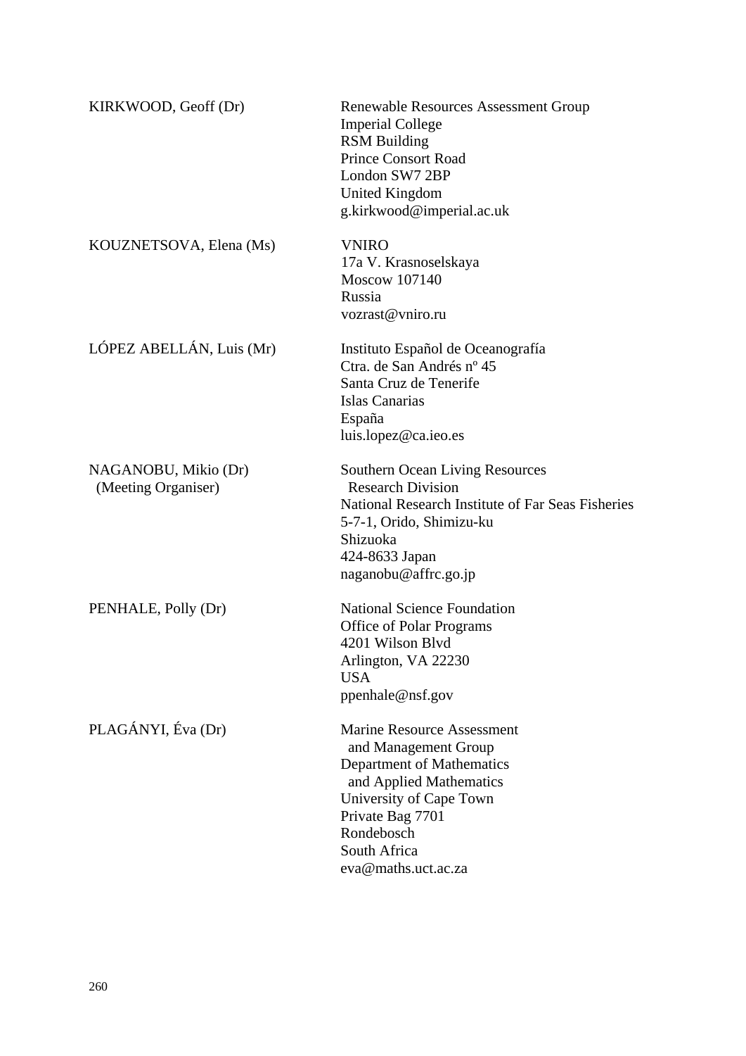| | |
|---|---|
| KIRKWOOD, Geoff (Dr) | Renewable Resources Assessment Group<br>Imperial College<br>RSM Building<br>Prince Consort Road<br>London SW7 2BP<br>United Kingdom<br>g.kirkwood@imperial.ac.uk |
| KOUZNETSOVA, Elena (Ms) | VNIRO<br>17a V. Krasnoselskaya<br>Moscow 107140<br>Russia<br>vozrast@vniro.ru |
| LÓPEZ ABELLÁN, Luis (Mr) | Instituto Español de Oceanografía<br>Ctra. de San Andrés nº 45<br>Santa Cruz de Tenerife<br>Islas Canarias<br>España<br>luis.lopez@ca.ieo.es |
| NAGANOBU, Mikio (Dr)<br>(Meeting Organiser) | Southern Ocean Living Resources<br>Research Division<br>National Research Institute of Far Seas Fisheries<br>5-7-1, Orido, Shimizu-ku<br>Shizuoka<br>424-8633 Japan<br>naganobu@affrc.go.jp |
| PENHALE, Polly (Dr) | National Science Foundation<br>Office of Polar Programs<br>4201 Wilson Blvd<br>Arlington, VA 22230<br>USA<br>ppenhale@nsf.gov |
| PLAGÁNYI, Éva (Dr) | Marine Resource Assessment<br>and Management Group<br>Department of Mathematics<br>and Applied Mathematics<br>University of Cape Town<br>Private Bag 7701<br>Rondebosch<br>South Africa<br>eva@maths.uct.ac.za |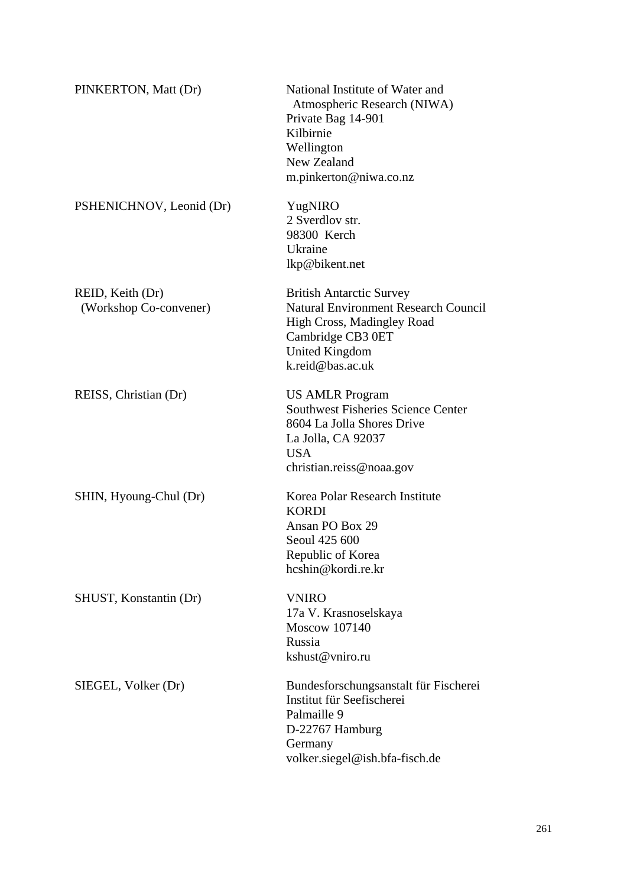| | |
|---|---|
| PINKERTON, Matt (Dr) | National Institute of Water and Atmospheric Research (NIWA)<br>Private Bag 14-901<br>Kilbirnie<br>Wellington<br>New Zealand<br>m.pinkerton@niwa.co.nz |
| PSHENICHNOV, Leonid (Dr) | YugNIRO<br>2 Sverdlov str.<br>98300 Kerch<br>Ukraine<br>lkp@bikent.net |
| REID, Keith (Dr)<br>(Workshop Co-convener) | British Antarctic Survey<br>Natural Environment Research Council<br>High Cross, Madingley Road<br>Cambridge CB3 0ET<br>United Kingdom<br>k.reid@bas.ac.uk |
| REISS, Christian (Dr) | US AMLR Program<br>Southwest Fisheries Science Center<br>8604 La Jolla Shores Drive<br>La Jolla, CA 92037<br>USA<br>christian.reiss@noaa.gov |
| SHIN, Hyoung-Chul (Dr) | Korea Polar Research Institute<br>KORDI<br>Ansan PO Box 29<br>Seoul 425 600<br>Republic of Korea<br>hcshin@kordi.re.kr |
| SHUST, Konstantin (Dr) | VNIRO<br>17a V. Krasnoselskaya<br>Moscow 107140<br>Russia<br>kshust@vniro.ru |
| SIEGEL, Volker (Dr) | Bundesforschungsanstalt für Fischerei<br>Institut für Seefischerei<br>Palmaille 9<br>D-22767 Hamburg<br>Germany<br>volker.siegel@ish.bfa-fisch.de |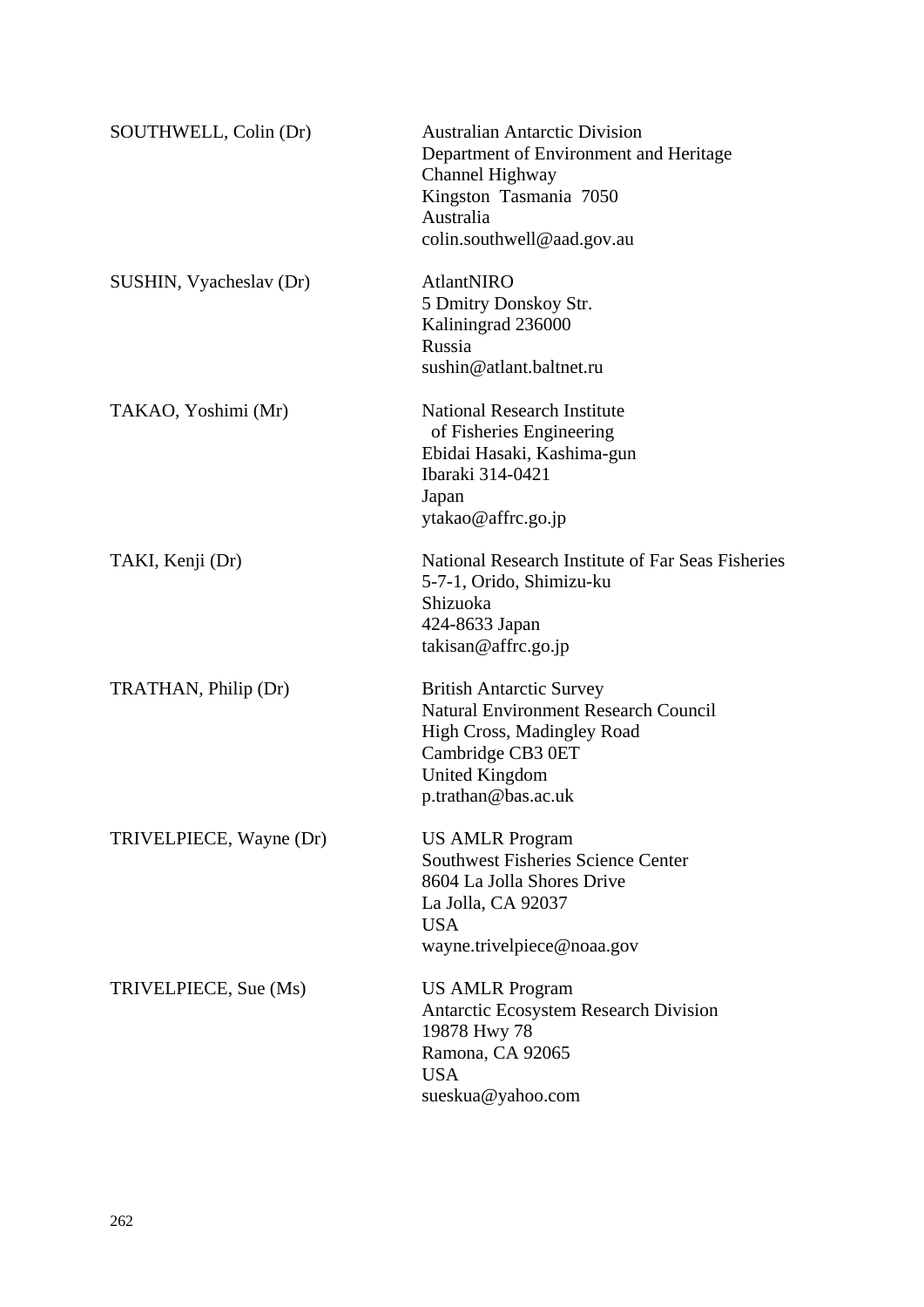| | |
|---|---|
| SOUTHWELL, Colin (Dr) | Australian Antarctic Division<br>Department of Environment and Heritage<br>Channel Highway<br>Kingston Tasmania 7050<br>Australia<br>colin.southwell@aad.gov.au |
| SUSHIN, Vyacheslav (Dr) | AtlantNIRO<br>5 Dmitry Donskoy Str.<br>Kaliningrad 236000<br>Russia<br>sushin@atlant.baltnet.ru |
| TAKAO, Yoshimi (Mr) | National Research Institute<br>of Fisheries Engineering<br>Ebidai Hasaki, Kashima-gun<br>Ibaraki 314-0421<br>Japan<br>ytakao@affrc.go.jp |
| TAKI, Kenji (Dr) | National Research Institute of Far Seas Fisheries<br>5-7-1, Orido, Shimizu-ku<br>Shizuoka<br>424-8633 Japan<br>takisan@affrc.go.jp |
| TRATHAN, Philip (Dr) | British Antarctic Survey<br>Natural Environment Research Council<br>High Cross, Madingley Road<br>Cambridge CB3 0ET<br>United Kingdom<br>p.trathan@bas.ac.uk |
| TRIVELPIECE, Wayne (Dr) | US AMLR Program<br>Southwest Fisheries Science Center<br>8604 La Jolla Shores Drive<br>La Jolla, CA 92037<br>USA<br>wayne.trivelpiece@noaa.gov |
| TRIVELPIECE, Sue (Ms) | US AMLR Program<br>Antarctic Ecosystem Research Division<br>19878 Hwy 78<br>Ramona, CA 92065<br>USA<br>sueskua@yahoo.com |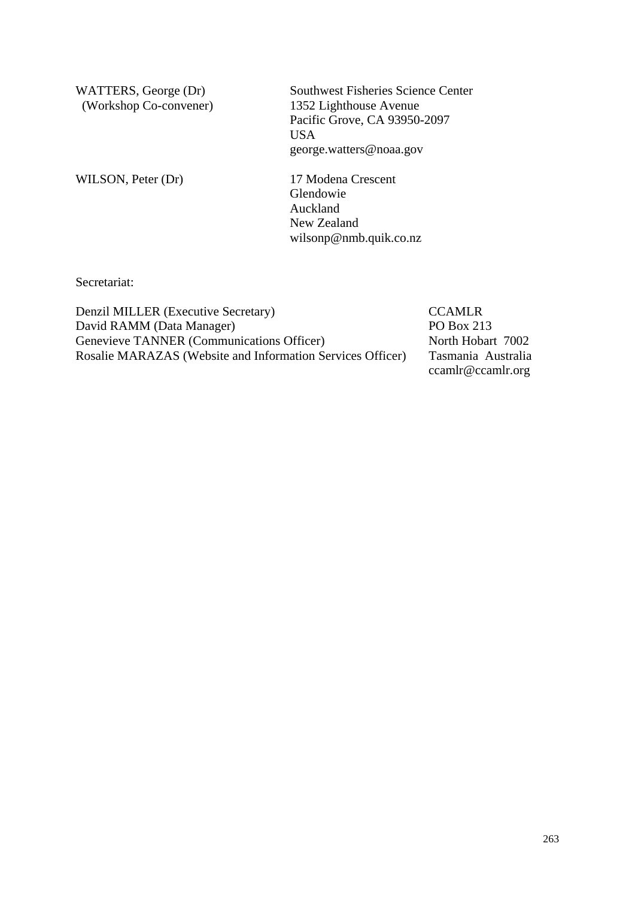| | |
|---|---|
| WATTERS, George (Dr) (Workshop Co-convener) | Southwest Fisheries Science Center<br>1352 Lighthouse Avenue<br>Pacific Grove, CA 93950-2097<br>USA<br>george.watters@noaa.gov |
| WILSON, Peter (Dr) | 17 Modena Crescent<br>Glendowie<br>Auckland<br>New Zealand<br>wilsonp@nmb.quik.co.nz |

Secretariat:

| | |
|---|---|
| Denzil MILLER (Executive Secretary)<br>David RAMM (Data Manager)<br>Genevieve TANNER (Communications Officer)<br>Rosalie MARAZAS (Website and Information Services Officer) | CCAMLR<br>PO Box 213<br>North Hobart 7002<br>Tasmania Australia<br>ccamlr@ccamlr.org |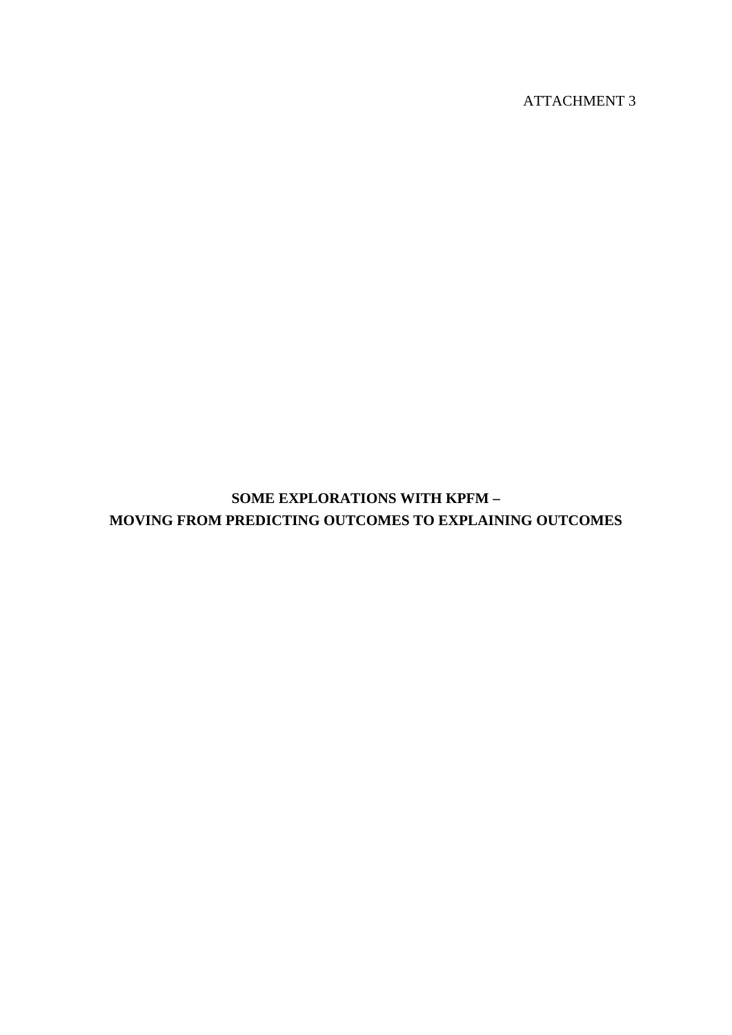ATTACHMENT 3

# SOME EXPLORATIONS WITH KPFM – MOVING FROM PREDICTING OUTCOMES TO EXPLAINING OUTCOMES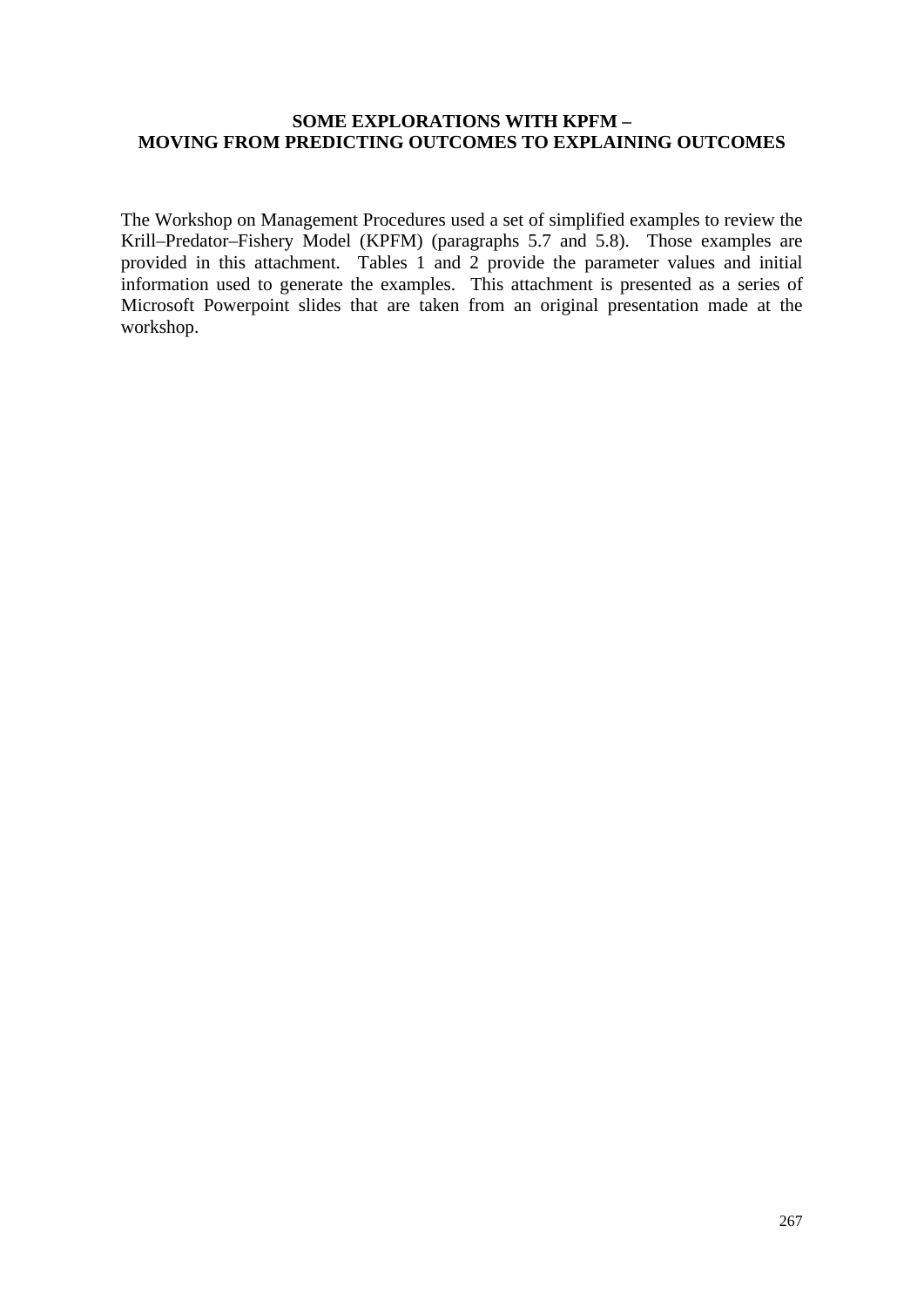# SOME EXPLORATIONS WITH KPFM – MOVING FROM PREDICTING OUTCOMES TO EXPLAINING OUTCOMES

The Workshop on Management Procedures used a set of simplified examples to review the Krill–Predator–Fishery Model (KPFM) (paragraphs 5.7 and 5.8). Those examples are provided in this attachment. Tables 1 and 2 provide the parameter values and initial information used to generate the examples. This attachment is presented as a series of Microsoft Powerpoint slides that are taken from an original presentation made at the workshop.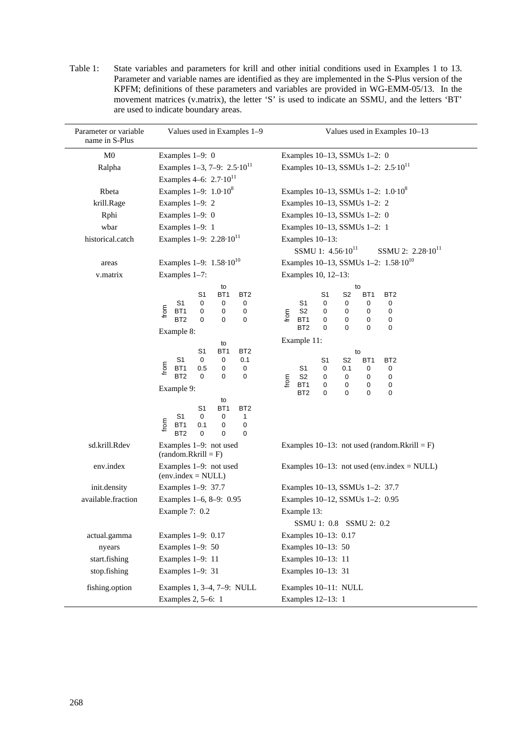Table 1: State variables and parameters for krill and other initial conditions used in Examples 1 to 13. Parameter and variable names are identified as they are implemented in the S-Plus version of the KPFM; definitions of these parameters and variables are provided in WG-EMM-05/13. In the movement matrices (v.matrix), the letter 'S' is used to indicate an SSMU, and the letters 'BT' are used to indicate boundary areas.

| Parameter or variable name in S-Plus | Values used in Examples 1–9 | Values used in Examples 10–13 |
|---|---|---|
| M0 | Examples 1–9: 0 | Examples 10–13, SSMUs 1–2: 0 |
| Ralpha | Examples 1–3, 7–9: $2.5{\cdot}10^{11}$<br>Examples 4–6: $2.7{\cdot}10^{11}$ | Examples 10–13, SSMUs 1–2: $2.5{\cdot}10^{11}$ |
| Rbeta | Examples 1–9: $1.0{\cdot}10^{8}$ | Examples 10–13, SSMUs 1–2: $1.0{\cdot}10^{8}$ |
| krill.Rage | Examples 1–9: 2 | Examples 10–13, SSMUs 1–2: 2 |
| Rphi | Examples 1–9: 0 | Examples 10–13, SSMUs 1–2: 0 |
| wbar | Examples 1–9: 1 | Examples 10–13, SSMUs 1–2: 1 |
| historical.catch | Examples 1–9: $2.28{\cdot}10^{11}$ | Examples 10–13:<br>SSMU 1: $4.56{\cdot}10^{11}$ SSMU 2: $2.28{\cdot}10^{11}$ |
| areas | Examples 1–9: $1.58{\cdot}10^{10}$ | Examples 10–13, SSMUs 1–2: $1.58{\cdot}10^{10}$ |
| v.matrix | Examples 1–7:<br>from \ to: S1, BT1, BT2<br>S1: 0, 0, 0<br>BT1: 0, 0, 0<br>BT2: 0, 0, 0<br>Example 8:<br>from \ to: S1, BT1, BT2<br>S1: 0, 0, 0.1<br>BT1: 0.5, 0, 0<br>BT2: 0, 0, 0<br>Example 9:<br>from \ to: S1, BT1, BT2<br>S1: 0, 0, 1<br>BT1: 0.1, 0, 0<br>BT2: 0, 0, 0 | Examples 10, 12–13:<br>from \ to: S1, S2, BT1, BT2<br>S1: 0, 0, 0, 0<br>S2: 0, 0, 0, 0<br>BT1: 0, 0, 0, 0<br>BT2: 0, 0, 0, 0<br>Example 11:<br>from \ to: S1, S2, BT1, BT2<br>S1: 0, 0.1, 0, 0<br>S2: 0, 0, 0, 0<br>BT1: 0, 0, 0, 0<br>BT2: 0, 0, 0, 0 |
| sd.krill.Rdev | Examples 1–9: not used (random.Rkrill = F) | Examples 10–13: not used (random.Rkrill = F) |
| env.index | Examples 1–9: not used (env.index = NULL) | Examples 10–13: not used (env.index = NULL) |
| init.density | Examples 1–9: 37.7 | Examples 10–13, SSMUs 1–2: 37.7 |
| available.fraction | Examples 1–6, 8–9: 0.95<br>Example 7: 0.2 | Examples 10–12, SSMUs 1–2: 0.95<br>Example 13:<br>SSMU 1: 0.8 SSMU 2: 0.2 |
| actual.gamma | Examples 1–9: 0.17 | Examples 10–13: 0.17 |
| nyears | Examples 1–9: 50 | Examples 10–13: 50 |
| start.fishing | Examples 1–9: 11 | Examples 10–13: 11 |
| stop.fishing | Examples 1–9: 31 | Examples 10–13: 31 |
| fishing.option | Examples 1, 3–4, 7–9: NULL<br>Examples 2, 5–6: 1 | Examples 10–11: NULL<br>Examples 12–13: 1 |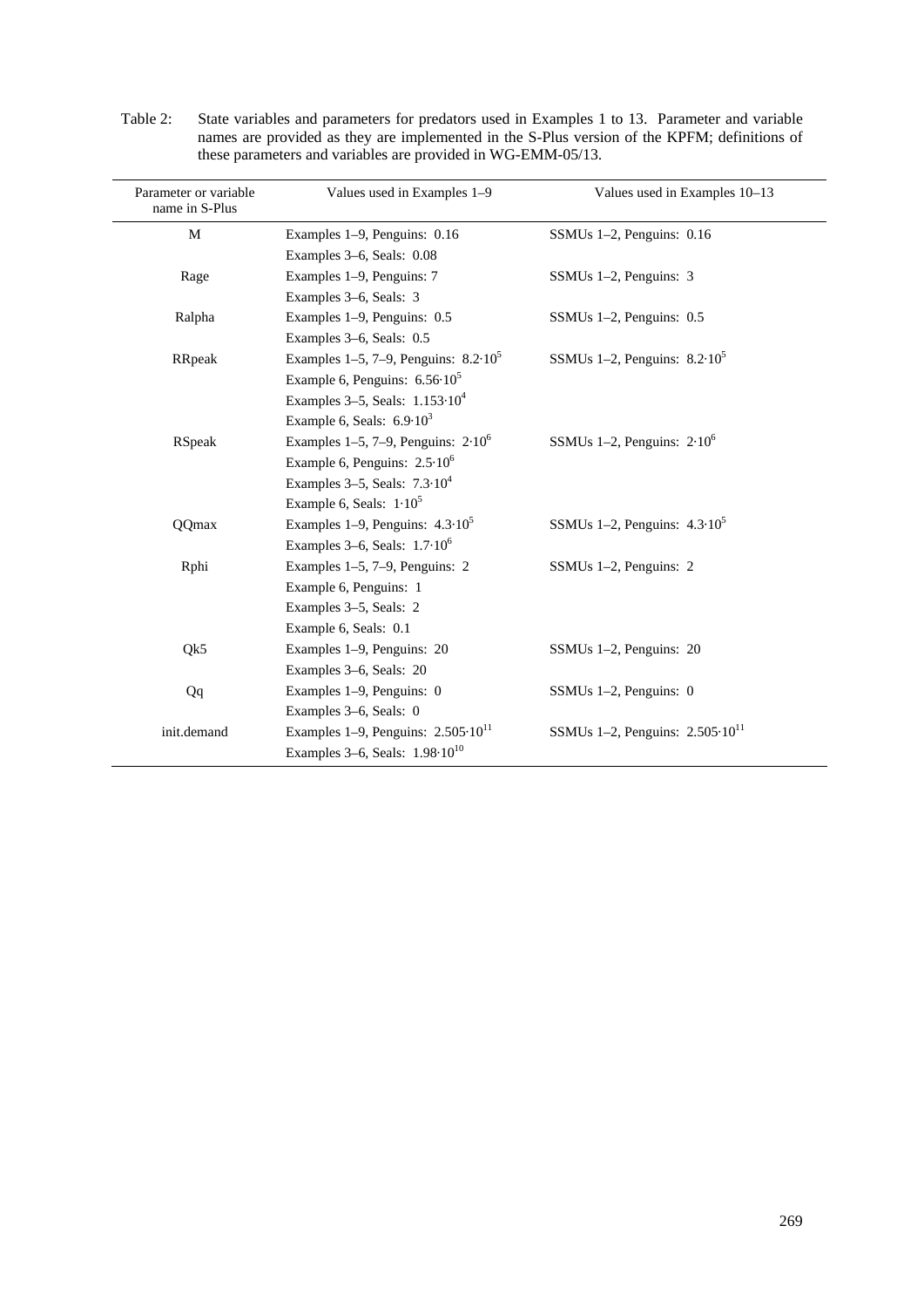Table 2: State variables and parameters for predators used in Examples 1 to 13. Parameter and variable names are provided as they are implemented in the S-Plus version of the KPFM; definitions of these parameters and variables are provided in WG-EMM-05/13.

| Parameter or variable name in S-Plus | Values used in Examples 1–9 | Values used in Examples 10–13 |
|---|---|---|
| M | Examples 1–9, Penguins: 0.16 | SSMUs 1–2, Penguins: 0.16 |
| | Examples 3–6, Seals: 0.08 | |
| Rage | Examples 1–9, Penguins: 7 | SSMUs 1–2, Penguins: 3 |
| | Examples 3–6, Seals: 3 | |
| Ralpha | Examples 1–9, Penguins: 0.5 | SSMUs 1–2, Penguins: 0.5 |
| | Examples 3–6, Seals: 0.5 | |
| RRpeak | Examples 1–5, 7–9, Penguins: $8.2 \cdot 10^5$ | SSMUs 1–2, Penguins: $8.2 \cdot 10^5$ |
| | Example 6, Penguins: $6.56 \cdot 10^5$ | |
| | Examples 3–5, Seals: $1.153 \cdot 10^4$ | |
| | Example 6, Seals: $6.9 \cdot 10^3$ | |
| RSpeak | Examples 1–5, 7–9, Penguins: $2 \cdot 10^6$ | SSMUs 1–2, Penguins: $2 \cdot 10^6$ |
| | Example 6, Penguins: $2.5 \cdot 10^6$ | |
| | Examples 3–5, Seals: $7.3 \cdot 10^4$ | |
| | Example 6, Seals: $1 \cdot 10^5$ | |
| QQmax | Examples 1–9, Penguins: $4.3 \cdot 10^5$ | SSMUs 1–2, Penguins: $4.3 \cdot 10^5$ |
| | Examples 3–6, Seals: $1.7 \cdot 10^6$ | |
| Rphi | Examples 1–5, 7–9, Penguins: 2 | SSMUs 1–2, Penguins: 2 |
| | Example 6, Penguins: 1 | |
| | Examples 3–5, Seals: 2 | |
| | Example 6, Seals: 0.1 | |
| Qk5 | Examples 1–9, Penguins: 20 | SSMUs 1–2, Penguins: 20 |
| | Examples 3–6, Seals: 20 | |
| Qq | Examples 1–9, Penguins: 0 | SSMUs 1–2, Penguins: 0 |
| | Examples 3–6, Seals: 0 | |
| init.demand | Examples 1–9, Penguins: $2.505 \cdot 10^{11}$ | SSMUs 1–2, Penguins: $2.505 \cdot 10^{11}$ |
| | Examples 3–6, Seals: $1.98 \cdot 10^{10}$ | |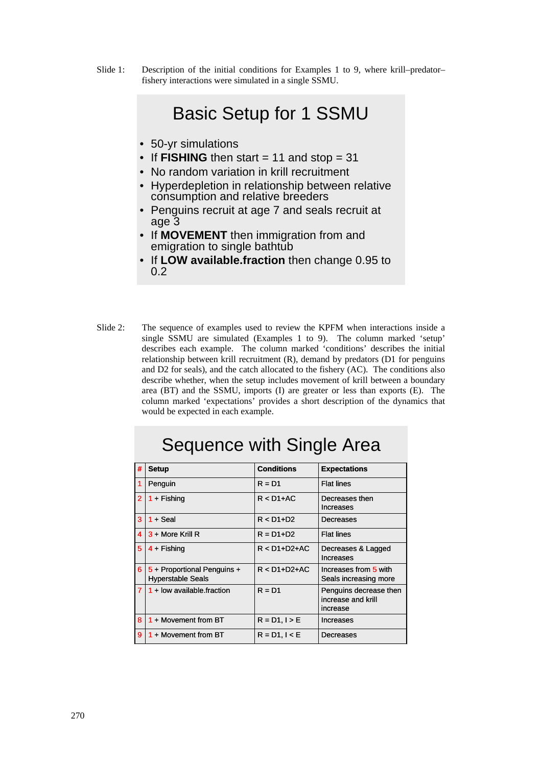Slide 1: Description of the initial conditions for Examples 1 to 9, where krill–predator–fishery interactions were simulated in a single SSMU.

## Basic Setup for 1 SSMU

- 50-yr simulations
- If **FISHING** then start = 11 and stop = 31
- No random variation in krill recruitment
- Hyperdepletion in relationship between relative consumption and relative breeders
- Penguins recruit at age 7 and seals recruit at age 3
- If **MOVEMENT** then immigration from and emigration to single bathtub
- If **LOW available.fraction** then change 0.95 to 0.2

Slide 2: The sequence of examples used to review the KPFM when interactions inside a single SSMU are simulated (Examples 1 to 9). The column marked 'setup' describes each example. The column marked 'conditions' describes the initial relationship between krill recruitment (R), demand by predators (D1 for penguins and D2 for seals), and the catch allocated to the fishery (AC). The conditions also describe whether, when the setup includes movement of krill between a boundary area (BT) and the SSMU, imports (I) are greater or less than exports (E). The column marked 'expectations' provides a short description of the dynamics that would be expected in each example.

## Sequence with Single Area

| # | Setup | Conditions | Expectations |
|---|---|---|---|
| 1 | Penguin | R = D1 | Flat lines |
| 2 | 1 + Fishing | R < D1+AC | Decreases then Increases |
| 3 | 1 + Seal | R < D1+D2 | Decreases |
| 4 | 3 + More Krill R | R = D1+D2 | Flat lines |
| 5 | 4 + Fishing | R < D1+D2+AC | Decreases & Lagged Increases |
| 6 | 5 + Proportional Penguins + Hyperstable Seals | R < D1+D2+AC | Increases from 5 with Seals increasing more |
| 7 | 1 + low available.fraction | R = D1 | Penguins decrease then increase and krill increase |
| 8 | 1 + Movement from BT | R = D1, I > E | Increases |
| 9 | 1 + Movement from BT | R = D1, I < E | Decreases |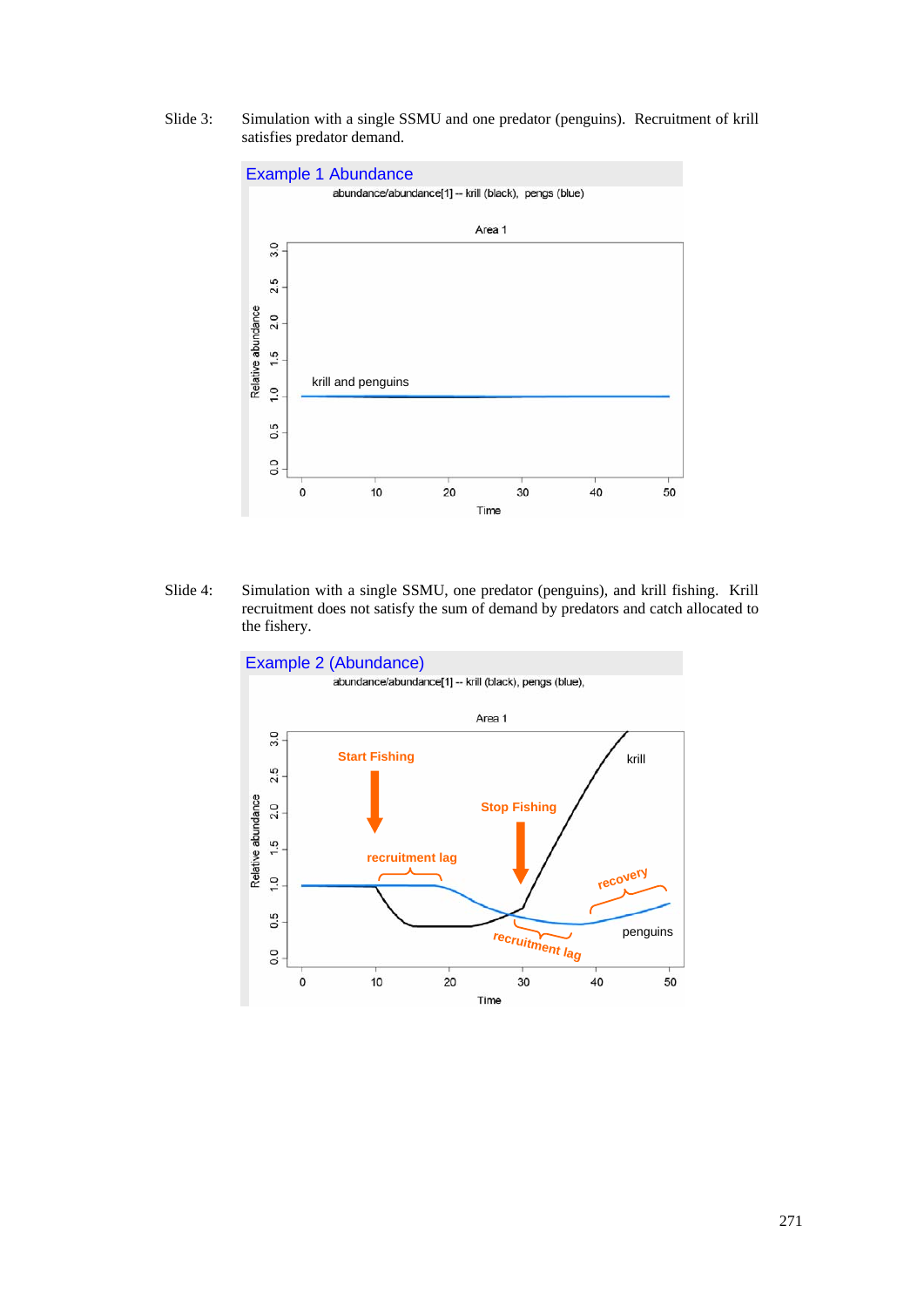Slide 3: Simulation with a single SSMU and one predator (penguins). Recruitment of krill satisfies predator demand.

Example 1 Abundance

abundance/abundance[1] -- krill (black), pengs (blue)

Area 1

krill and penguins

Relative abundance

Time

Slide 4: Simulation with a single SSMU, one predator (penguins), and krill fishing. Krill recruitment does not satisfy the sum of demand by predators and catch allocated to the fishery.

Example 2 (Abundance)

abundance/abundance[1] -- krill (black), pengs (blue),

Area 1

Start Fishing

Stop Fishing

recruitment lag

recovery

recruitment lag

krill

penguins

Relative abundance

Time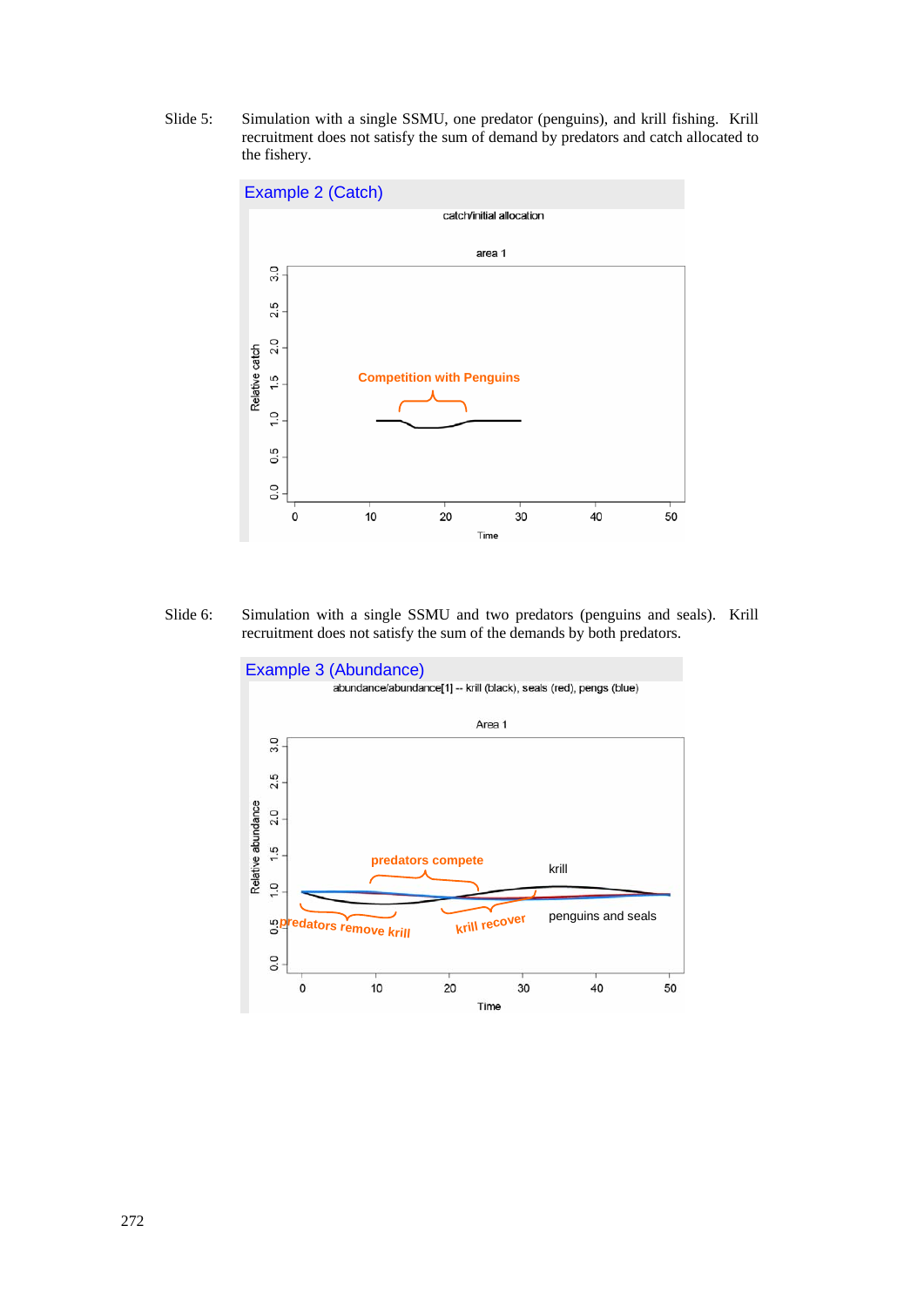Slide 5: Simulation with a single SSMU, one predator (penguins), and krill fishing. Krill recruitment does not satisfy the sum of demand by predators and catch allocated to the fishery.

Example 2 (Catch)

catch/initial allocation

area 1

Competition with Penguins

Relative catch

Time

Slide 6: Simulation with a single SSMU and two predators (penguins and seals). Krill recruitment does not satisfy the sum of the demands by both predators.

Example 3 (Abundance)

abundance/abundance[1] -- krill (black), seals (red), pengs (blue)

Area 1

predators compete

krill

predators remove krill

krill recover

penguins and seals

Relative abundance

Time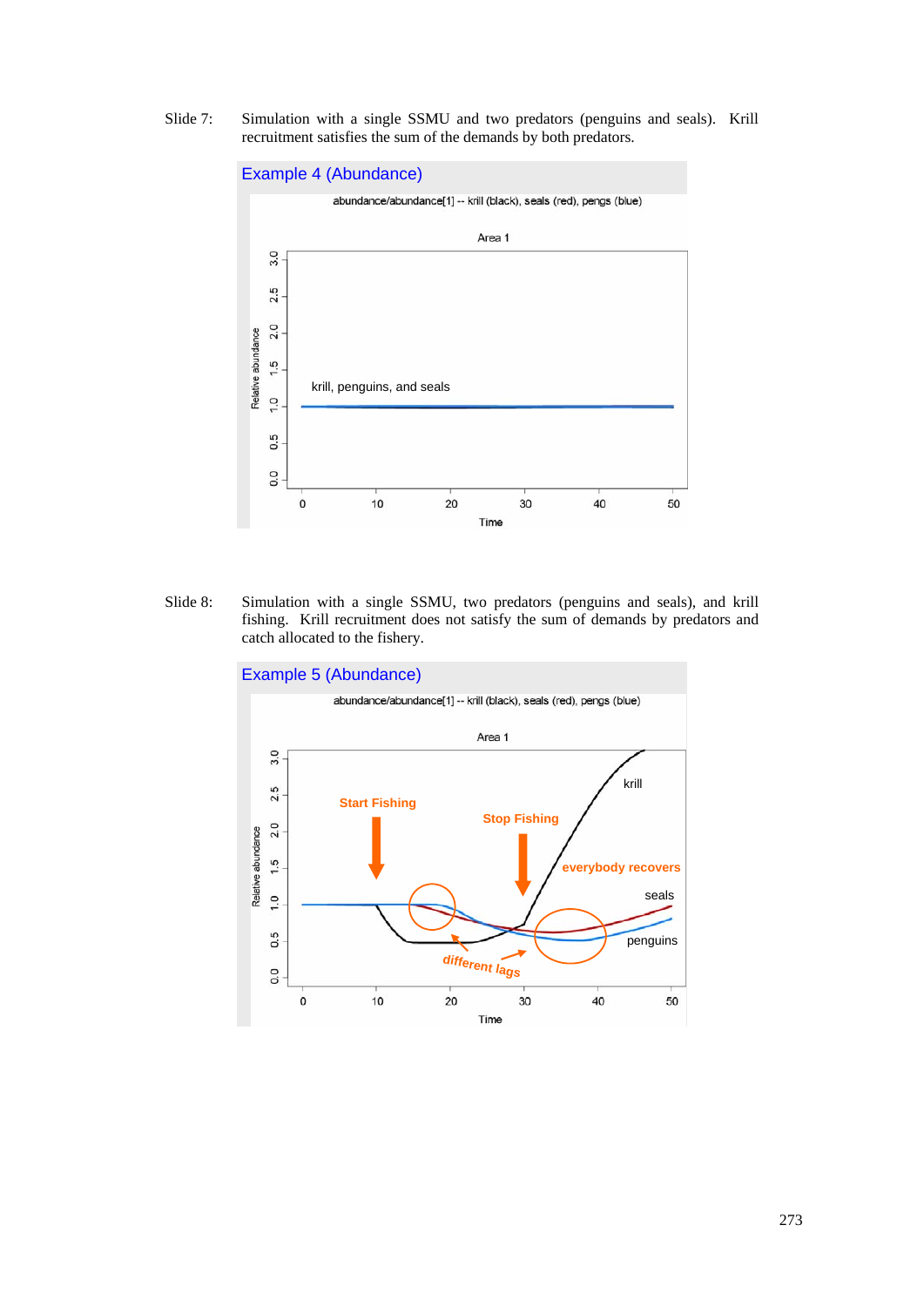Slide 7: Simulation with a single SSMU and two predators (penguins and seals). Krill recruitment satisfies the sum of the demands by both predators.

Example 4 (Abundance)

Slide 8: Simulation with a single SSMU, two predators (penguins and seals), and krill fishing. Krill recruitment does not satisfy the sum of demands by predators and catch allocated to the fishery.

Example 5 (Abundance)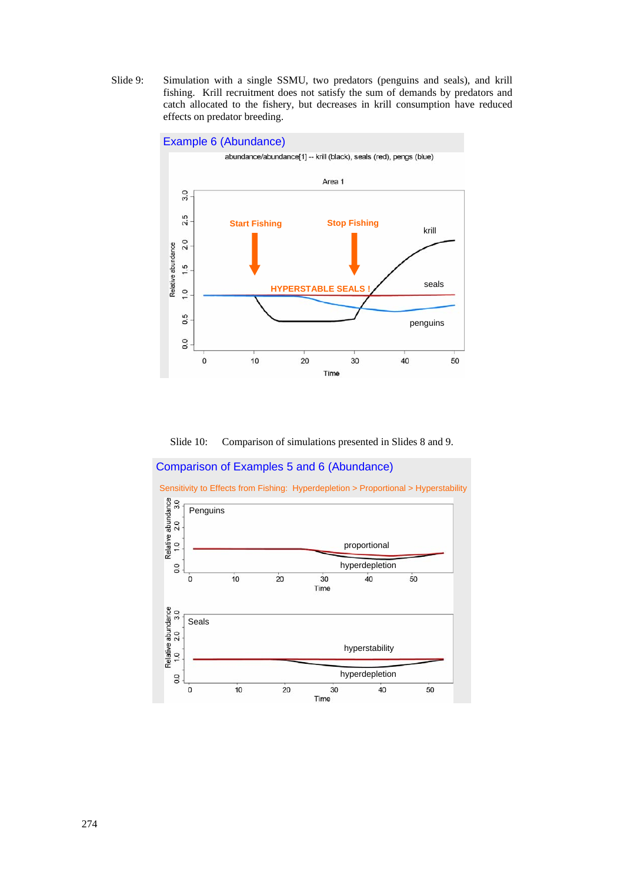Slide 9: Simulation with a single SSMU, two predators (penguins and seals), and krill fishing. Krill recruitment does not satisfy the sum of demands by predators and catch allocated to the fishery, but decreases in krill consumption have reduced effects on predator breeding.

Example 6 (Abundance)

abundance/abundance[1] -- krill (black), seals (red), pengs (blue)

Area 1

Start Fishing | Stop Fishing | HYPERSTABLE SEALS ! | krill | seals | penguins

Relative abundance | Time

Slide 10: Comparison of simulations presented in Slides 8 and 9.

Comparison of Examples 5 and 6 (Abundance)

Sensitivity to Effects from Fishing: Hyperdepletion > Proportional > Hyperstability

Penguins | proportional | hyperdepletion

Seals | hyperstability | hyperdepletion

Relative abundance | Time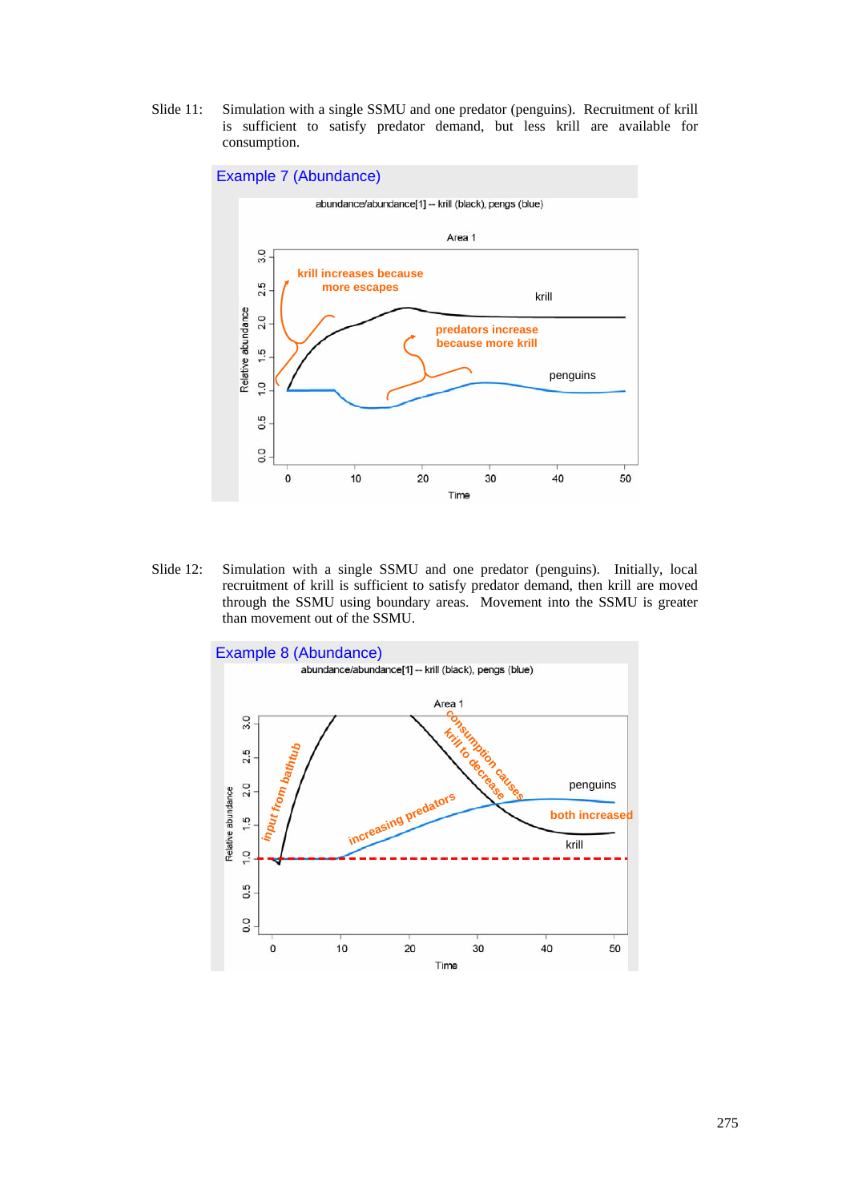Slide 11: Simulation with a single SSMU and one predator (penguins). Recruitment of krill is sufficient to satisfy predator demand, but less krill are available for consumption.

Slide 12: Simulation with a single SSMU and one predator (penguins). Initially, local recruitment of krill is sufficient to satisfy predator demand, then krill are moved through the SSMU using boundary areas. Movement into the SSMU is greater than movement out of the SSMU.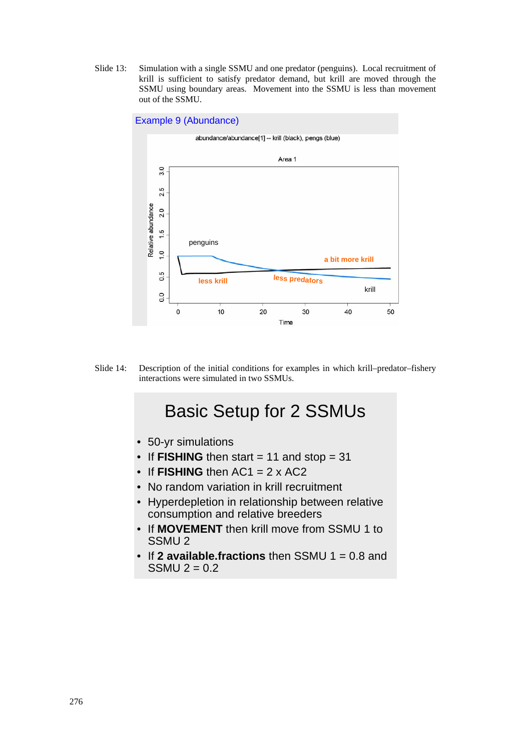Slide 13: Simulation with a single SSMU and one predator (penguins). Local recruitment of krill is sufficient to satisfy predator demand, but krill are moved through the SSMU using boundary areas. Movement into the SSMU is less than movement out of the SSMU.

Example 9 (Abundance)

abundance/abundance[1] -- krill (black), pengs (blue)

Area 1

Slide 14: Description of the initial conditions for examples in which krill–predator–fishery interactions were simulated in two SSMUs.

## Basic Setup for 2 SSMUs

- 50-yr simulations
- If **FISHING** then start = 11 and stop = 31
- If **FISHING** then AC1 = 2 x AC2
- No random variation in krill recruitment
- Hyperdepletion in relationship between relative consumption and relative breeders
- If **MOVEMENT** then krill move from SSMU 1 to SSMU 2
- If **2 available.fractions** then SSMU 1 = 0.8 and SSMU 2 = 0.2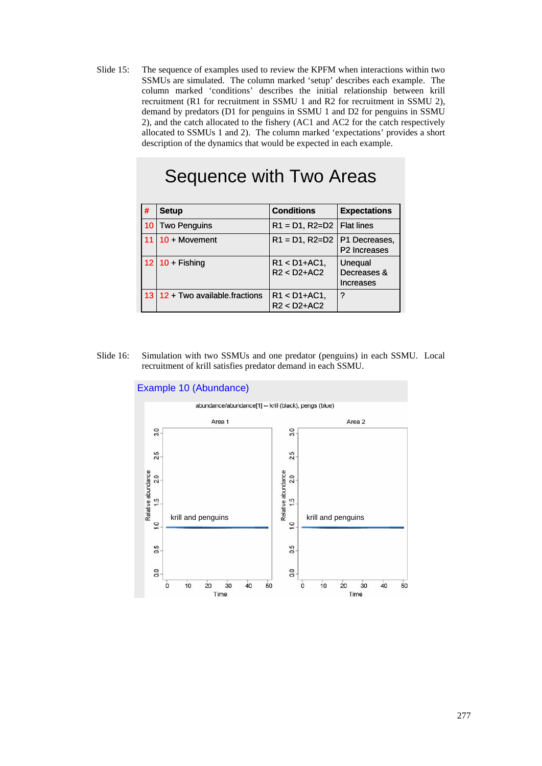Slide 15: The sequence of examples used to review the KPFM when interactions within two SSMUs are simulated. The column marked 'setup' describes each example. The column marked 'conditions' describes the initial relationship between krill recruitment (R1 for recruitment in SSMU 1 and R2 for recruitment in SSMU 2), demand by predators (D1 for penguins in SSMU 1 and D2 for penguins in SSMU 2), and the catch allocated to the fishery (AC1 and AC2 for the catch respectively allocated to SSMUs 1 and 2). The column marked 'expectations' provides a short description of the dynamics that would be expected in each example.

## Sequence with Two Areas

| # | Setup | Conditions | Expectations |
|---|---|---|---|
| 10 | Two Penguins | R1 = D1, R2=D2 | Flat lines |
| 11 | 10 + Movement | R1 = D1, R2=D2 | P1 Decreases, P2 Increases |
| 12 | 10 + Fishing | R1 < D1+AC1, R2 < D2+AC2 | Unequal Decreases & Increases |
| 13 | 12 + Two available.fractions | R1 < D1+AC1, R2 < D2+AC2 | ? |

Slide 16: Simulation with two SSMUs and one predator (penguins) in each SSMU. Local recruitment of krill satisfies predator demand in each SSMU.

Example 10 (Abundance)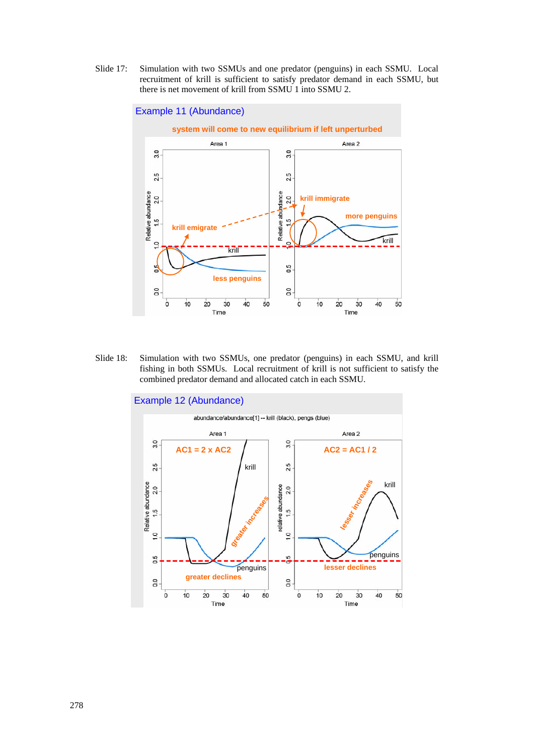Slide 17: Simulation with two SSMUs and one predator (penguins) in each SSMU. Local recruitment of krill is sufficient to satisfy predator demand in each SSMU, but there is net movement of krill from SSMU 1 into SSMU 2.

Example 11 (Abundance)

system will come to new equilibrium if left unperturbed

Slide 18: Simulation with two SSMUs, one predator (penguins) in each SSMU, and krill fishing in both SSMUs. Local recruitment of krill is not sufficient to satisfy the combined predator demand and allocated catch in each SSMU.

Example 12 (Abundance)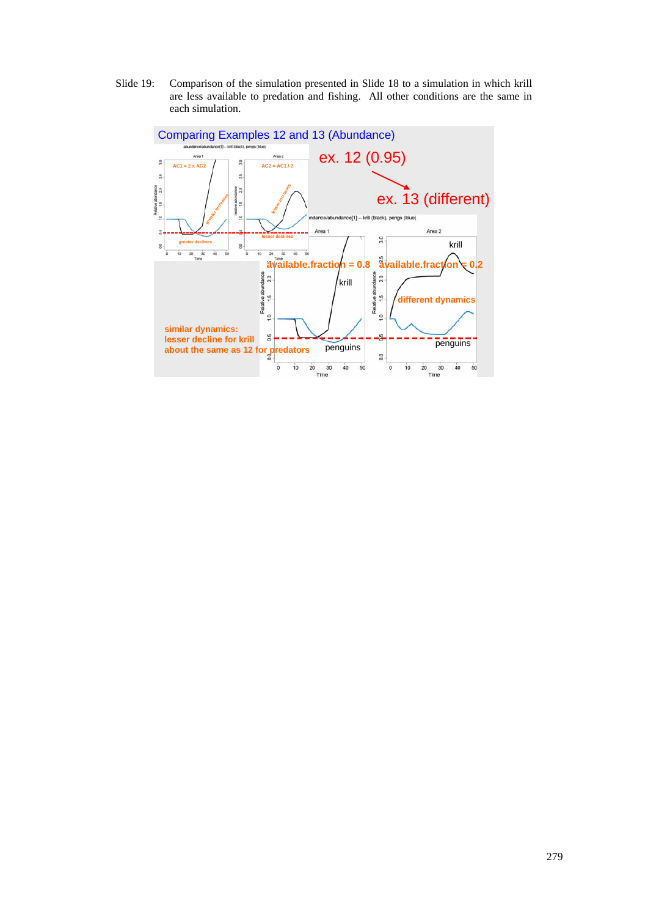Slide 19: Comparison of the simulation presented in Slide 18 to a simulation in which krill are less available to predation and fishing. All other conditions are the same in each simulation.

Comparing Examples 12 and 13 (Abundance)

ex. 12 (0.95)

ex. 13 (different)

Area 1

Area 2

AC1 = 2 x AC2

AC2 = AC1 / 2

greater increases

lesser increases

greater declines

lesser declines

available.fraction = 0.8

available.fraction = 0.2

krill

krill

penguins

penguins

different dynamics

similar dynamics:
lesser decline for krill
about the same as 12 for predators

Relative abundance

Time